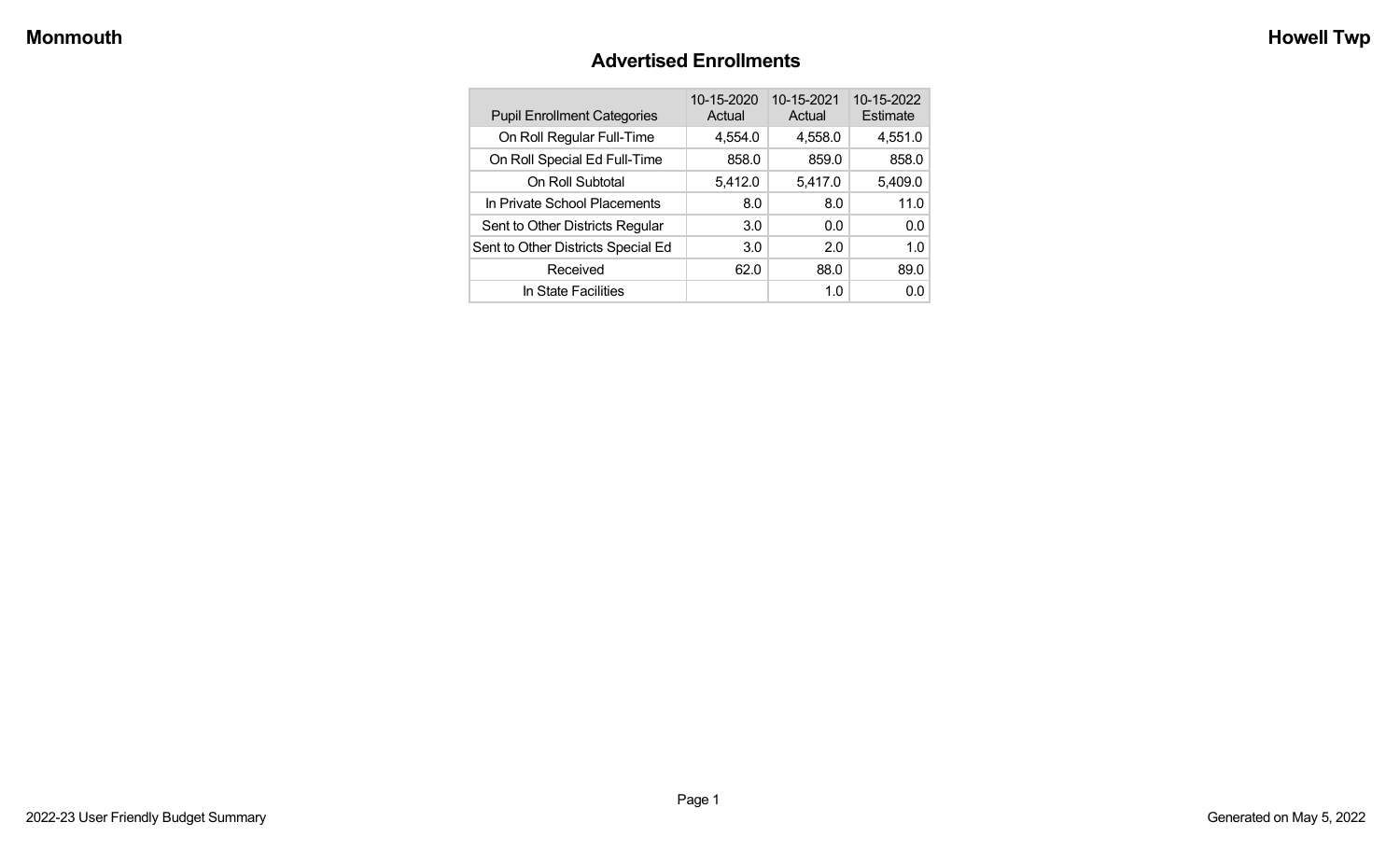Monmouth

Howell Twp

## Advertised Enrollments

| Pupil Enrollment Categories | 10-15-2020 Actual | 10-15-2021 Actual | 10-15-2022 Estimate |
|---|---|---|---|
| On Roll Regular Full-Time | 4,554.0 | 4,558.0 | 4,551.0 |
| On Roll Special Ed Full-Time | 858.0 | 859.0 | 858.0 |
| On Roll Subtotal | 5,412.0 | 5,417.0 | 5,409.0 |
| In Private School Placements | 8.0 | 8.0 | 11.0 |
| Sent to Other Districts Regular | 3.0 | 0.0 | 0.0 |
| Sent to Other Districts Special Ed | 3.0 | 2.0 | 1.0 |
| Received | 62.0 | 88.0 | 89.0 |
| In State Facilities | | 1.0 | 0.0 |

2022-23 User Friendly Budget Summary

Generated on May 5, 2022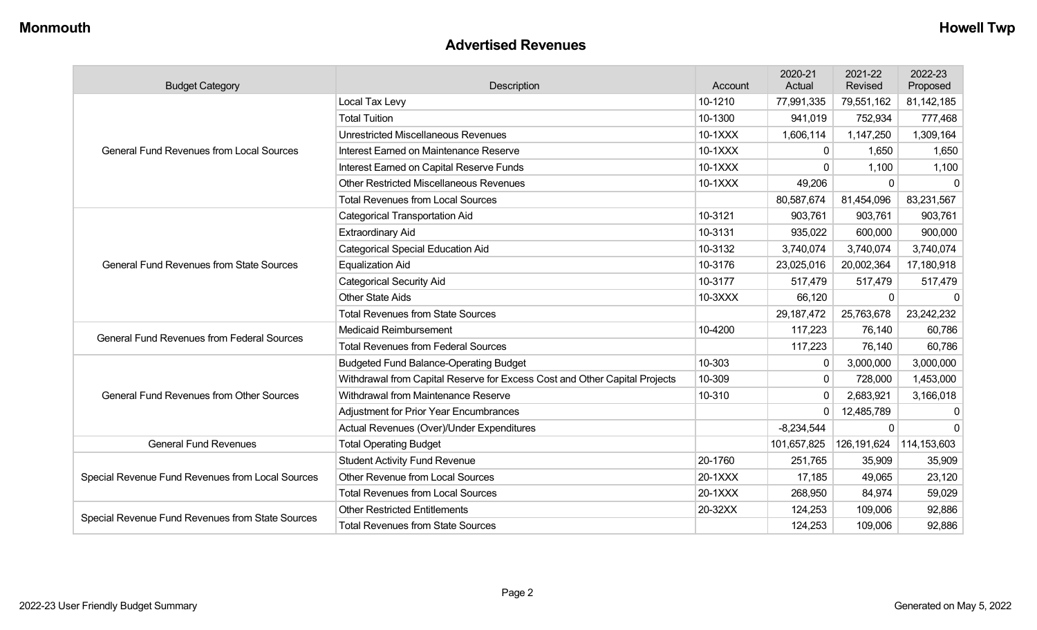## Advertised Revenues

| Budget Category | Description | Account | 2020-21 Actual | 2021-22 Revised | 2022-23 Proposed |
|---|---|---|---|---|---|
| General Fund Revenues from Local Sources | Local Tax Levy | 10-1210 | 77,991,335 | 79,551,162 | 81,142,185 |
| | Total Tuition | 10-1300 | 941,019 | 752,934 | 777,468 |
| | Unrestricted Miscellaneous Revenues | 10-1XXX | 1,606,114 | 1,147,250 | 1,309,164 |
| | Interest Earned on Maintenance Reserve | 10-1XXX | 0 | 1,650 | 1,650 |
| | Interest Earned on Capital Reserve Funds | 10-1XXX | 0 | 1,100 | 1,100 |
| | Other Restricted Miscellaneous Revenues | 10-1XXX | 49,206 | 0 | 0 |
| | Total Revenues from Local Sources | | 80,587,674 | 81,454,096 | 83,231,567 |
| General Fund Revenues from State Sources | Categorical Transportation Aid | 10-3121 | 903,761 | 903,761 | 903,761 |
| | Extraordinary Aid | 10-3131 | 935,022 | 600,000 | 900,000 |
| | Categorical Special Education Aid | 10-3132 | 3,740,074 | 3,740,074 | 3,740,074 |
| | Equalization Aid | 10-3176 | 23,025,016 | 20,002,364 | 17,180,918 |
| | Categorical Security Aid | 10-3177 | 517,479 | 517,479 | 517,479 |
| | Other State Aids | 10-3XXX | 66,120 | 0 | 0 |
| | Total Revenues from State Sources | | 29,187,472 | 25,763,678 | 23,242,232 |
| General Fund Revenues from Federal Sources | Medicaid Reimbursement | 10-4200 | 117,223 | 76,140 | 60,786 |
| | Total Revenues from Federal Sources | | 117,223 | 76,140 | 60,786 |
| General Fund Revenues from Other Sources | Budgeted Fund Balance-Operating Budget | 10-303 | 0 | 3,000,000 | 3,000,000 |
| | Withdrawal from Capital Reserve for Excess Cost and Other Capital Projects | 10-309 | 0 | 728,000 | 1,453,000 |
| | Withdrawal from Maintenance Reserve | 10-310 | 0 | 2,683,921 | 3,166,018 |
| | Adjustment for Prior Year Encumbrances | | 0 | 12,485,789 | 0 |
| | Actual Revenues (Over)/Under Expenditures | | -8,234,544 | 0 | 0 |
| General Fund Revenues | Total Operating Budget | | 101,657,825 | 126,191,624 | 114,153,603 |
| Special Revenue Fund Revenues from Local Sources | Student Activity Fund Revenue | 20-1760 | 251,765 | 35,909 | 35,909 |
| | Other Revenue from Local Sources | 20-1XXX | 17,185 | 49,065 | 23,120 |
| | Total Revenues from Local Sources | 20-1XXX | 268,950 | 84,974 | 59,029 |
| Special Revenue Fund Revenues from State Sources | Other Restricted Entitlements | 20-32XX | 124,253 | 109,006 | 92,886 |
| | Total Revenues from State Sources | | 124,253 | 109,006 | 92,886 |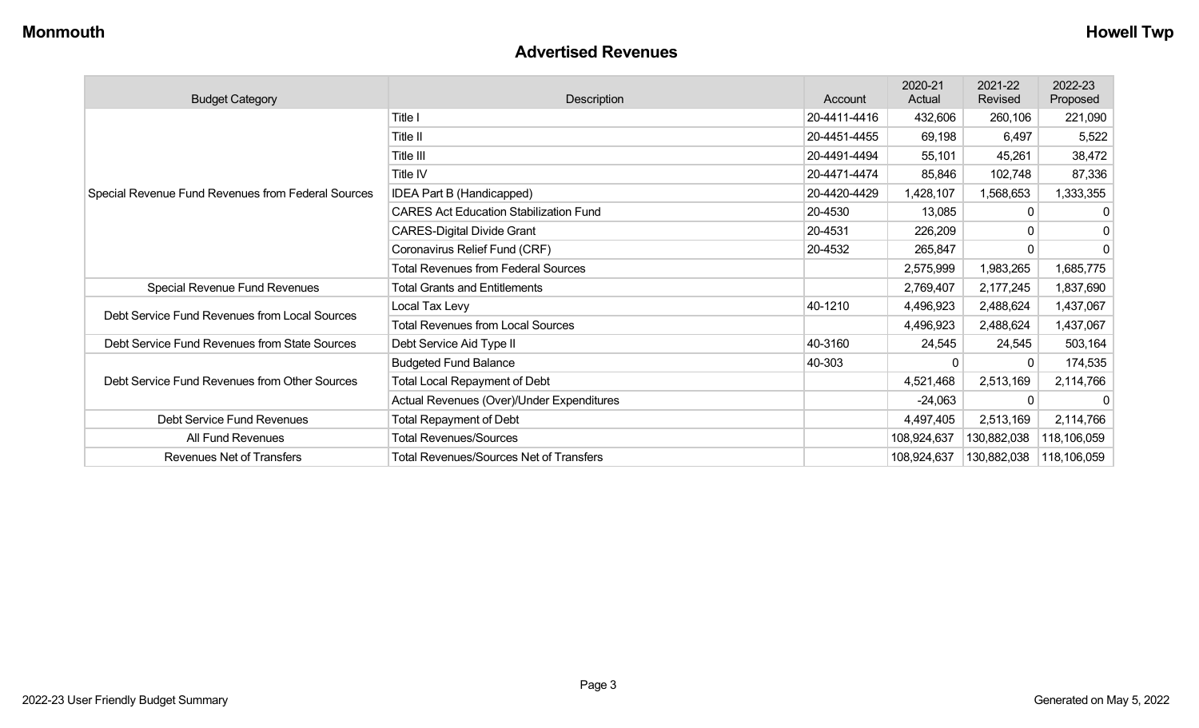## Advertised Revenues

| Budget Category | Description | Account | 2020-21 Actual | 2021-22 Revised | 2022-23 Proposed |
|---|---|---|---|---|---|
| Special Revenue Fund Revenues from Federal Sources | Title I | 20-4411-4416 | 432,606 | 260,106 | 221,090 |
| | Title II | 20-4451-4455 | 69,198 | 6,497 | 5,522 |
| | Title III | 20-4491-4494 | 55,101 | 45,261 | 38,472 |
| | Title IV | 20-4471-4474 | 85,846 | 102,748 | 87,336 |
| | IDEA Part B (Handicapped) | 20-4420-4429 | 1,428,107 | 1,568,653 | 1,333,355 |
| | CARES Act Education Stabilization Fund | 20-4530 | 13,085 | 0 | 0 |
| | CARES-Digital Divide Grant | 20-4531 | 226,209 | 0 | 0 |
| | Coronavirus Relief Fund (CRF) | 20-4532 | 265,847 | 0 | 0 |
| | Total Revenues from Federal Sources | | 2,575,999 | 1,983,265 | 1,685,775 |
| Special Revenue Fund Revenues | Total Grants and Entitlements | | 2,769,407 | 2,177,245 | 1,837,690 |
| Debt Service Fund Revenues from Local Sources | Local Tax Levy | 40-1210 | 4,496,923 | 2,488,624 | 1,437,067 |
| | Total Revenues from Local Sources | | 4,496,923 | 2,488,624 | 1,437,067 |
| Debt Service Fund Revenues from State Sources | Debt Service Aid Type II | 40-3160 | 24,545 | 24,545 | 503,164 |
| Debt Service Fund Revenues from Other Sources | Budgeted Fund Balance | 40-303 | 0 | 0 | 174,535 |
| | Total Local Repayment of Debt | | 4,521,468 | 2,513,169 | 2,114,766 |
| | Actual Revenues (Over)/Under Expenditures | | -24,063 | 0 | 0 |
| Debt Service Fund Revenues | Total Repayment of Debt | | 4,497,405 | 2,513,169 | 2,114,766 |
| All Fund Revenues | Total Revenues/Sources | | 108,924,637 | 130,882,038 | 118,106,059 |
| Revenues Net of Transfers | Total Revenues/Sources Net of Transfers | | 108,924,637 | 130,882,038 | 118,106,059 |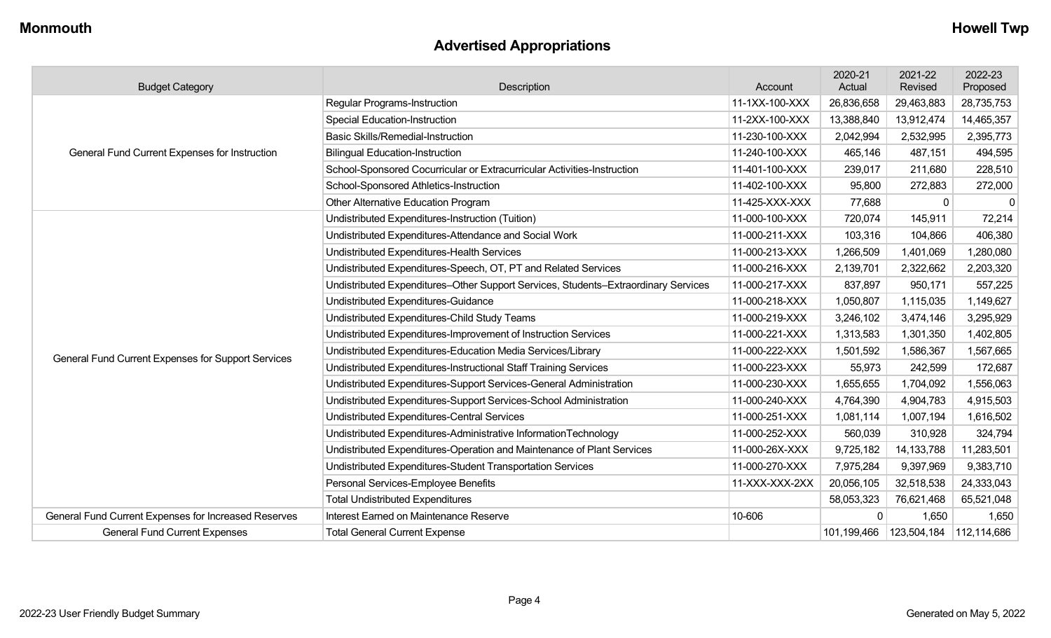# Advertised Appropriations

| Budget Category | Description | Account | 2020-21 Actual | 2021-22 Revised | 2022-23 Proposed |
|---|---|---|---|---|---|
| General Fund Current Expenses for Instruction | Regular Programs-Instruction | 11-1XX-100-XXX | 26,836,658 | 29,463,883 | 28,735,753 |
| | Special Education-Instruction | 11-2XX-100-XXX | 13,388,840 | 13,912,474 | 14,465,357 |
| | Basic Skills/Remedial-Instruction | 11-230-100-XXX | 2,042,994 | 2,532,995 | 2,395,773 |
| | Bilingual Education-Instruction | 11-240-100-XXX | 465,146 | 487,151 | 494,595 |
| | School-Sponsored Cocurricular or Extracurricular Activities-Instruction | 11-401-100-XXX | 239,017 | 211,680 | 228,510 |
| | School-Sponsored Athletics-Instruction | 11-402-100-XXX | 95,800 | 272,883 | 272,000 |
| | Other Alternative Education Program | 11-425-XXX-XXX | 77,688 | 0 | 0 |
| General Fund Current Expenses for Support Services | Undistributed Expenditures-Instruction (Tuition) | 11-000-100-XXX | 720,074 | 145,911 | 72,214 |
| | Undistributed Expenditures-Attendance and Social Work | 11-000-211-XXX | 103,316 | 104,866 | 406,380 |
| | Undistributed Expenditures-Health Services | 11-000-213-XXX | 1,266,509 | 1,401,069 | 1,280,080 |
| | Undistributed Expenditures-Speech, OT, PT and Related Services | 11-000-216-XXX | 2,139,701 | 2,322,662 | 2,203,320 |
| | Undistributed Expenditures–Other Support Services, Students–Extraordinary Services | 11-000-217-XXX | 837,897 | 950,171 | 557,225 |
| | Undistributed Expenditures-Guidance | 11-000-218-XXX | 1,050,807 | 1,115,035 | 1,149,627 |
| | Undistributed Expenditures-Child Study Teams | 11-000-219-XXX | 3,246,102 | 3,474,146 | 3,295,929 |
| | Undistributed Expenditures-Improvement of Instruction Services | 11-000-221-XXX | 1,313,583 | 1,301,350 | 1,402,805 |
| | Undistributed Expenditures-Education Media Services/Library | 11-000-222-XXX | 1,501,592 | 1,586,367 | 1,567,665 |
| | Undistributed Expenditures-Instructional Staff Training Services | 11-000-223-XXX | 55,973 | 242,599 | 172,687 |
| | Undistributed Expenditures-Support Services-General Administration | 11-000-230-XXX | 1,655,655 | 1,704,092 | 1,556,063 |
| | Undistributed Expenditures-Support Services-School Administration | 11-000-240-XXX | 4,764,390 | 4,904,783 | 4,915,503 |
| | Undistributed Expenditures-Central Services | 11-000-251-XXX | 1,081,114 | 1,007,194 | 1,616,502 |
| | Undistributed Expenditures-Administrative InformationTechnology | 11-000-252-XXX | 560,039 | 310,928 | 324,794 |
| | Undistributed Expenditures-Operation and Maintenance of Plant Services | 11-000-26X-XXX | 9,725,182 | 14,133,788 | 11,283,501 |
| | Undistributed Expenditures-Student Transportation Services | 11-000-270-XXX | 7,975,284 | 9,397,969 | 9,383,710 |
| | Personal Services-Employee Benefits | 11-XXX-XXX-2XX | 20,056,105 | 32,518,538 | 24,333,043 |
| | Total Undistributed Expenditures | | 58,053,323 | 76,621,468 | 65,521,048 |
| General Fund Current Expenses for Increased Reserves | Interest Earned on Maintenance Reserve | 10-606 | 0 | 1,650 | 1,650 |
| General Fund Current Expenses | Total General Current Expense | | 101,199,466 | 123,504,184 | 112,114,686 |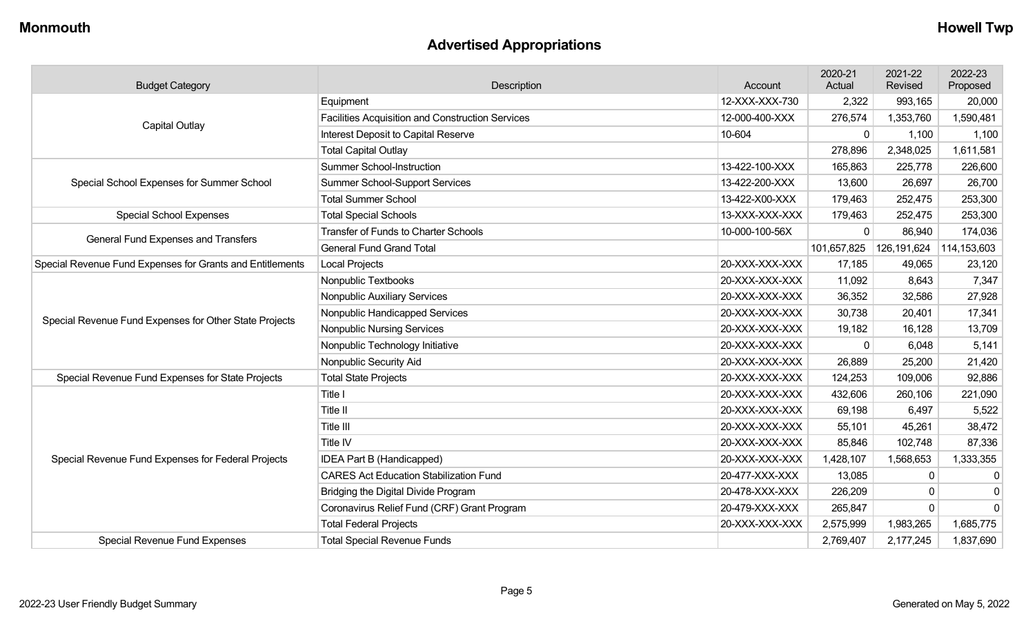# Advertised Appropriations

| Budget Category | Description | Account | 2020-21 Actual | 2021-22 Revised | 2022-23 Proposed |
|---|---|---|---|---|---|
| Capital Outlay | Equipment | 12-XXX-XXX-730 | 2,322 | 993,165 | 20,000 |
| | Facilities Acquisition and Construction Services | 12-000-400-XXX | 276,574 | 1,353,760 | 1,590,481 |
| | Interest Deposit to Capital Reserve | 10-604 | 0 | 1,100 | 1,100 |
| | Total Capital Outlay | | 278,896 | 2,348,025 | 1,611,581 |
| Special School Expenses for Summer School | Summer School-Instruction | 13-422-100-XXX | 165,863 | 225,778 | 226,600 |
| | Summer School-Support Services | 13-422-200-XXX | 13,600 | 26,697 | 26,700 |
| | Total Summer School | 13-422-X00-XXX | 179,463 | 252,475 | 253,300 |
| Special School Expenses | Total Special Schools | 13-XXX-XXX-XXX | 179,463 | 252,475 | 253,300 |
| General Fund Expenses and Transfers | Transfer of Funds to Charter Schools | 10-000-100-56X | 0 | 86,940 | 174,036 |
| | General Fund Grand Total | | 101,657,825 | 126,191,624 | 114,153,603 |
| Special Revenue Fund Expenses for Grants and Entitlements | Local Projects | 20-XXX-XXX-XXX | 17,185 | 49,065 | 23,120 |
| Special Revenue Fund Expenses for Other State Projects | Nonpublic Textbooks | 20-XXX-XXX-XXX | 11,092 | 8,643 | 7,347 |
| | Nonpublic Auxiliary Services | 20-XXX-XXX-XXX | 36,352 | 32,586 | 27,928 |
| | Nonpublic Handicapped Services | 20-XXX-XXX-XXX | 30,738 | 20,401 | 17,341 |
| | Nonpublic Nursing Services | 20-XXX-XXX-XXX | 19,182 | 16,128 | 13,709 |
| | Nonpublic Technology Initiative | 20-XXX-XXX-XXX | 0 | 6,048 | 5,141 |
| | Nonpublic Security Aid | 20-XXX-XXX-XXX | 26,889 | 25,200 | 21,420 |
| Special Revenue Fund Expenses for State Projects | Total State Projects | 20-XXX-XXX-XXX | 124,253 | 109,006 | 92,886 |
| Special Revenue Fund Expenses for Federal Projects | Title I | 20-XXX-XXX-XXX | 432,606 | 260,106 | 221,090 |
| | Title II | 20-XXX-XXX-XXX | 69,198 | 6,497 | 5,522 |
| | Title III | 20-XXX-XXX-XXX | 55,101 | 45,261 | 38,472 |
| | Title IV | 20-XXX-XXX-XXX | 85,846 | 102,748 | 87,336 |
| | IDEA Part B (Handicapped) | 20-XXX-XXX-XXX | 1,428,107 | 1,568,653 | 1,333,355 |
| | CARES Act Education Stabilization Fund | 20-477-XXX-XXX | 13,085 | 0 | 0 |
| | Bridging the Digital Divide Program | 20-478-XXX-XXX | 226,209 | 0 | 0 |
| | Coronavirus Relief Fund (CRF) Grant Program | 20-479-XXX-XXX | 265,847 | 0 | 0 |
| | Total Federal Projects | 20-XXX-XXX-XXX | 2,575,999 | 1,983,265 | 1,685,775 |
| Special Revenue Fund Expenses | Total Special Revenue Funds | | 2,769,407 | 2,177,245 | 1,837,690 |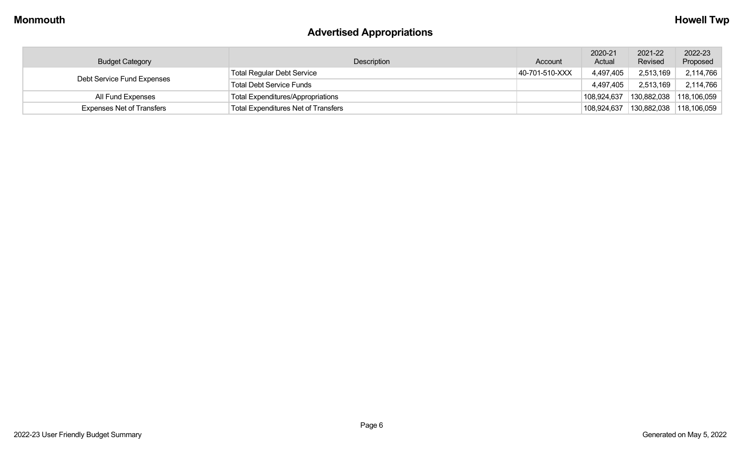## Advertised Appropriations

| Budget Category | Description | Account | 2020-21 Actual | 2021-22 Revised | 2022-23 Proposed |
|---|---|---|---|---|---|
| Debt Service Fund Expenses | Total Regular Debt Service | 40-701-510-XXX | 4,497,405 | 2,513,169 | 2,114,766 |
| | Total Debt Service Funds | | 4,497,405 | 2,513,169 | 2,114,766 |
| All Fund Expenses | Total Expenditures/Appropriations | | 108,924,637 | 130,882,038 | 118,106,059 |
| Expenses Net of Transfers | Total Expenditures Net of Transfers | | 108,924,637 | 130,882,038 | 118,106,059 |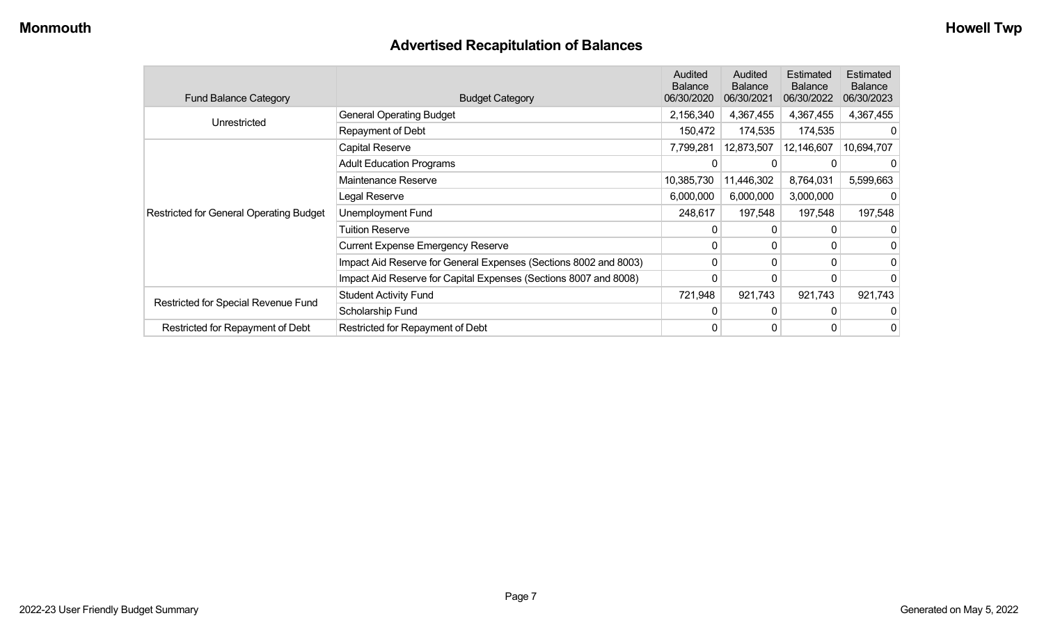## Advertised Recapitulation of Balances

| Fund Balance Category | Budget Category | Audited Balance 06/30/2020 | Audited Balance 06/30/2021 | Estimated Balance 06/30/2022 | Estimated Balance 06/30/2023 |
|---|---|---|---|---|---|
| Unrestricted | General Operating Budget | 2,156,340 | 4,367,455 | 4,367,455 | 4,367,455 |
| | Repayment of Debt | 150,472 | 174,535 | 174,535 | 0 |
| Restricted for General Operating Budget | Capital Reserve | 7,799,281 | 12,873,507 | 12,146,607 | 10,694,707 |
| | Adult Education Programs | 0 | 0 | 0 | 0 |
| | Maintenance Reserve | 10,385,730 | 11,446,302 | 8,764,031 | 5,599,663 |
| | Legal Reserve | 6,000,000 | 6,000,000 | 3,000,000 | 0 |
| | Unemployment Fund | 248,617 | 197,548 | 197,548 | 197,548 |
| | Tuition Reserve | 0 | 0 | 0 | 0 |
| | Current Expense Emergency Reserve | 0 | 0 | 0 | 0 |
| | Impact Aid Reserve for General Expenses (Sections 8002 and 8003) | 0 | 0 | 0 | 0 |
| | Impact Aid Reserve for Capital Expenses (Sections 8007 and 8008) | 0 | 0 | 0 | 0 |
| Restricted for Special Revenue Fund | Student Activity Fund | 721,948 | 921,743 | 921,743 | 921,743 |
| | Scholarship Fund | 0 | 0 | 0 | 0 |
| Restricted for Repayment of Debt | Restricted for Repayment of Debt | 0 | 0 | 0 | 0 |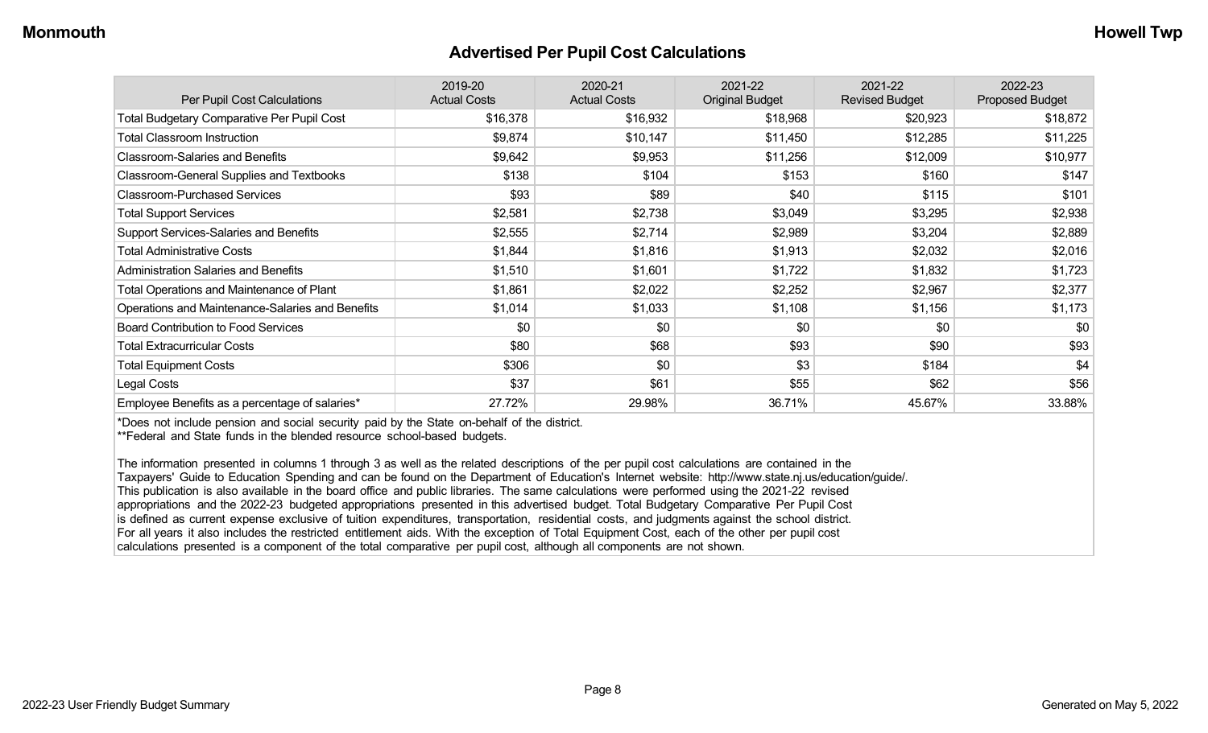## Advertised Per Pupil Cost Calculations

| Per Pupil Cost Calculations | 2019-20 Actual Costs | 2020-21 Actual Costs | 2021-22 Original Budget | 2021-22 Revised Budget | 2022-23 Proposed Budget |
| --- | --- | --- | --- | --- | --- |
| Total Budgetary Comparative Per Pupil Cost | $16,378 | $16,932 | $18,968 | $20,923 | $18,872 |
| Total Classroom Instruction | $9,874 | $10,147 | $11,450 | $12,285 | $11,225 |
| Classroom-Salaries and Benefits | $9,642 | $9,953 | $11,256 | $12,009 | $10,977 |
| Classroom-General Supplies and Textbooks | $138 | $104 | $153 | $160 | $147 |
| Classroom-Purchased Services | $93 | $89 | $40 | $115 | $101 |
| Total Support Services | $2,581 | $2,738 | $3,049 | $3,295 | $2,938 |
| Support Services-Salaries and Benefits | $2,555 | $2,714 | $2,989 | $3,204 | $2,889 |
| Total Administrative Costs | $1,844 | $1,816 | $1,913 | $2,032 | $2,016 |
| Administration Salaries and Benefits | $1,510 | $1,601 | $1,722 | $1,832 | $1,723 |
| Total Operations and Maintenance of Plant | $1,861 | $2,022 | $2,252 | $2,967 | $2,377 |
| Operations and Maintenance-Salaries and Benefits | $1,014 | $1,033 | $1,108 | $1,156 | $1,173 |
| Board Contribution to Food Services | $0 | $0 | $0 | $0 | $0 |
| Total Extracurricular Costs | $80 | $68 | $93 | $90 | $93 |
| Total Equipment Costs | $306 | $0 | $3 | $184 | $4 |
| Legal Costs | $37 | $61 | $55 | $62 | $56 |
| Employee Benefits as a percentage of salaries* | 27.72% | 29.98% | 36.71% | 45.67% | 33.88% |

*Does not include pension and social security paid by the State on-behalf of the district.
**Federal and State funds in the blended resource school-based budgets.

The information presented in columns 1 through 3 as well as the related descriptions of the per pupil cost calculations are contained in the Taxpayers' Guide to Education Spending and can be found on the Department of Education's Internet website: http://www.state.nj.us/education/guide/. This publication is also available in the board office and public libraries. The same calculations were performed using the 2021-22 revised appropriations and the 2022-23 budgeted appropriations presented in this advertised budget. Total Budgetary Comparative Per Pupil Cost is defined as current expense exclusive of tuition expenditures, transportation, residential costs, and judgments against the school district. For all years it also includes the restricted entitlement aids. With the exception of Total Equipment Cost, each of the other per pupil cost calculations presented is a component of the total comparative per pupil cost, although all components are not shown.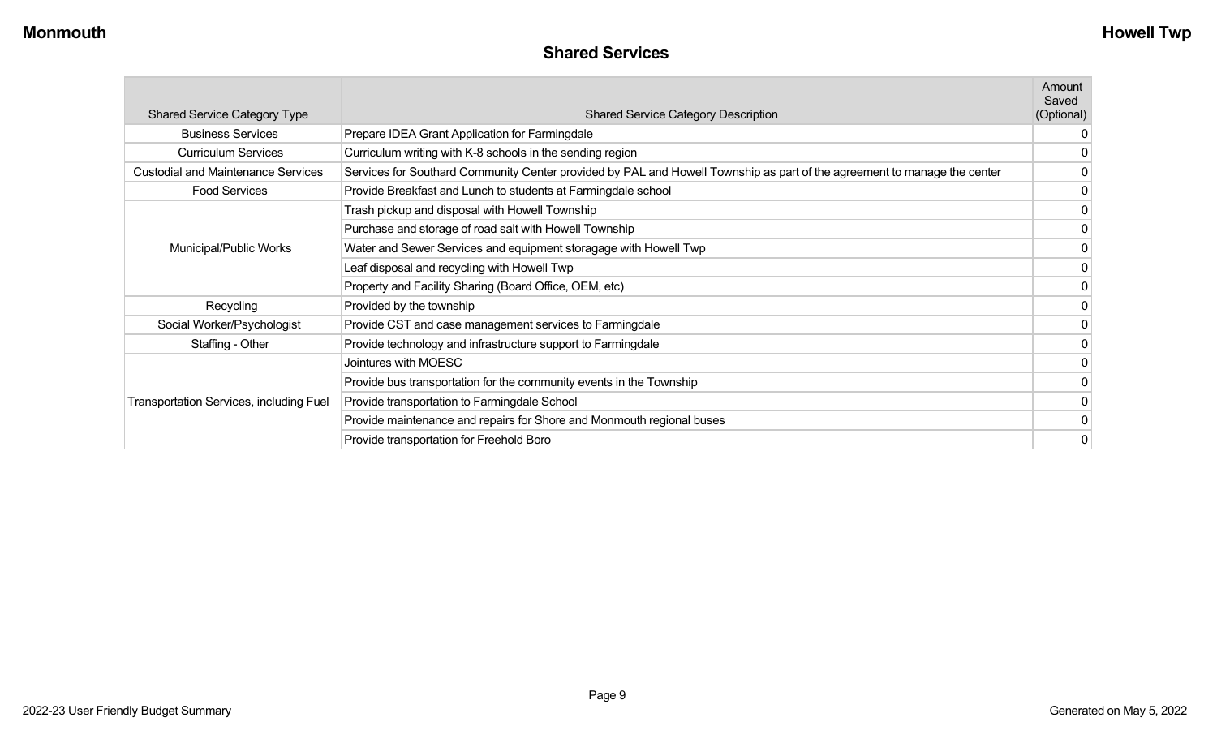## Shared Services

| Shared Service Category Type | Shared Service Category Description | Amount Saved (Optional) |
|---|---|---|
| Business Services | Prepare IDEA Grant Application for Farmingdale | 0 |
| Curriculum Services | Curriculum writing with K-8 schools in the sending region | 0 |
| Custodial and Maintenance Services | Services for Southard Community Center provided by PAL and Howell Township as part of the agreement to manage the center | 0 |
| Food Services | Provide Breakfast and Lunch to students at Farmingdale school | 0 |
| Municipal/Public Works | Trash pickup and disposal with Howell Township | 0 |
| | Purchase and storage of road salt with Howell Township | 0 |
| | Water and Sewer Services and equipment storagage with Howell Twp | 0 |
| | Leaf disposal and recycling with Howell Twp | 0 |
| | Property and Facility Sharing (Board Office, OEM, etc) | 0 |
| Recycling | Provided by the township | 0 |
| Social Worker/Psychologist | Provide CST and case management services to Farmingdale | 0 |
| Staffing - Other | Provide technology and infrastructure support to Farmingdale | 0 |
| Transportation Services, including Fuel | Jointures with MOESC | 0 |
| | Provide bus transportation for the community events in the Township | 0 |
| | Provide transportation to Farmingdale School | 0 |
| | Provide maintenance and repairs for Shore and Monmouth regional buses | 0 |
| | Provide transportation for Freehold Boro | 0 |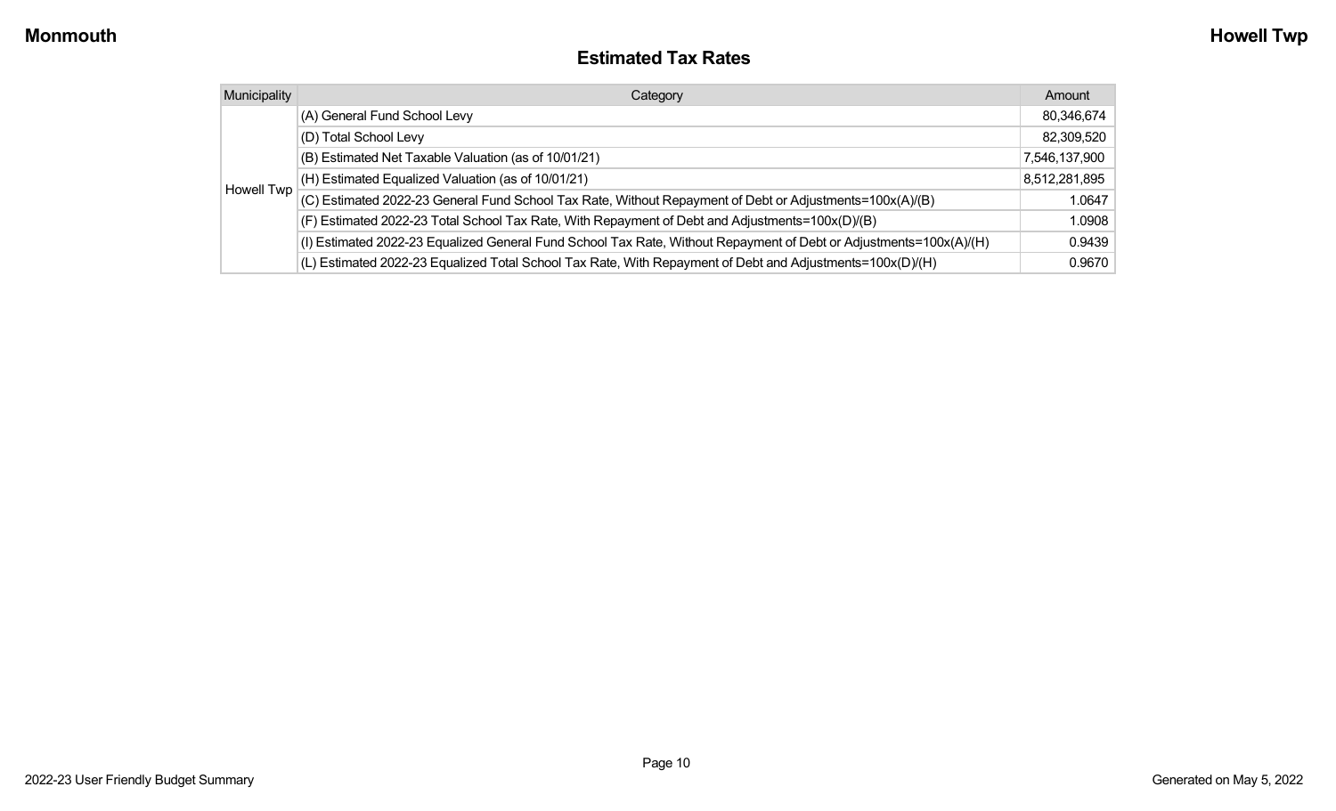## Estimated Tax Rates

| Municipality | Category | Amount |
| --- | --- | --- |
| Howell Twp | (A) General Fund School Levy | 80,346,674 |
| | (D) Total School Levy | 82,309,520 |
| | (B) Estimated Net Taxable Valuation (as of 10/01/21) | 7,546,137,900 |
| | (H) Estimated Equalized Valuation (as of 10/01/21) | 8,512,281,895 |
| | (C) Estimated 2022-23 General Fund School Tax Rate, Without Repayment of Debt or Adjustments=100x(A)/(B) | 1.0647 |
| | (F) Estimated 2022-23 Total School Tax Rate, With Repayment of Debt and Adjustments=100x(D)/(B) | 1.0908 |
| | (I) Estimated 2022-23 Equalized General Fund School Tax Rate, Without Repayment of Debt or Adjustments=100x(A)/(H) | 0.9439 |
| | (L) Estimated 2022-23 Equalized Total School Tax Rate, With Repayment of Debt and Adjustments=100x(D)/(H) | 0.9670 |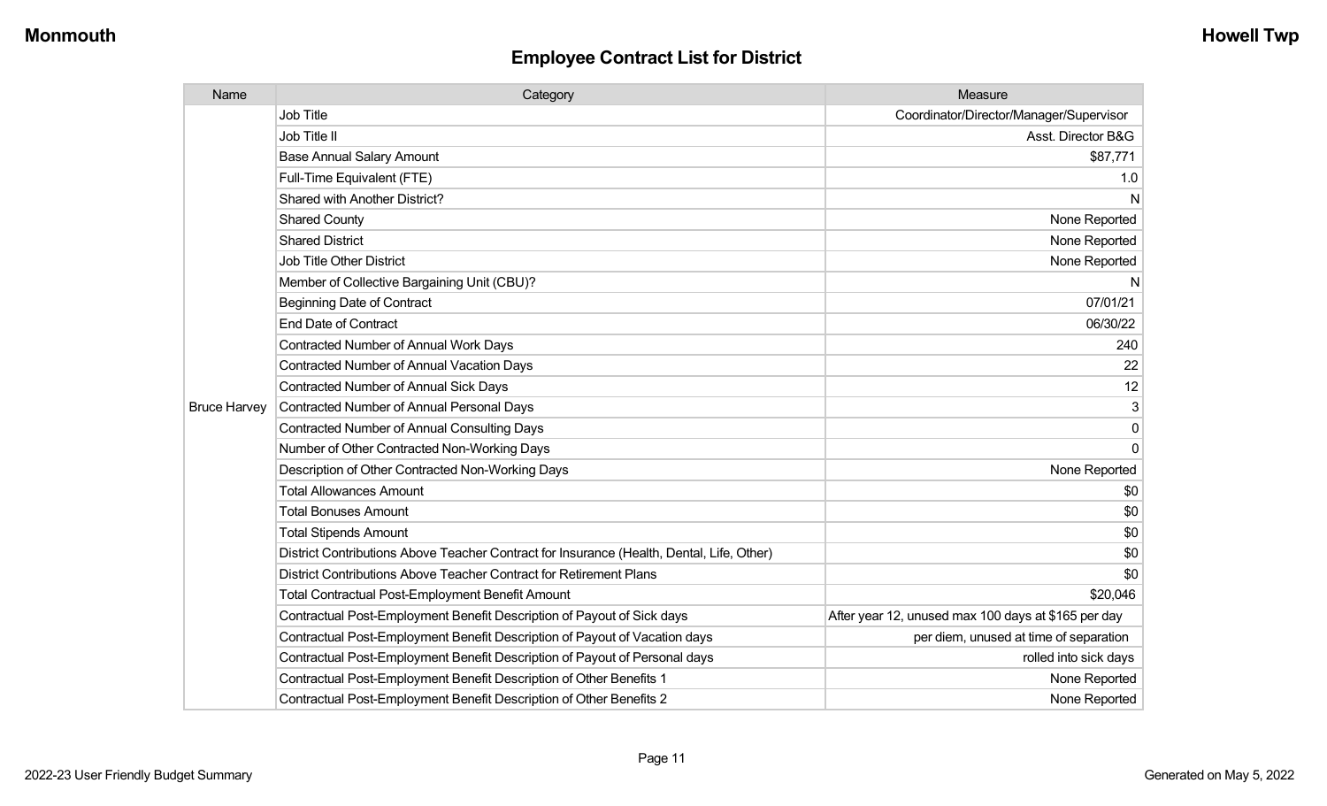## Employee Contract List for District

| Name | Category | Measure |
|---|---|---|
| Bruce Harvey | Job Title | Coordinator/Director/Manager/Supervisor |
| | Job Title II | Asst. Director B&G |
| | Base Annual Salary Amount | $87,771 |
| | Full-Time Equivalent (FTE) | 1.0 |
| | Shared with Another District? | N |
| | Shared County | None Reported |
| | Shared District | None Reported |
| | Job Title Other District | None Reported |
| | Member of Collective Bargaining Unit (CBU)? | N |
| | Beginning Date of Contract | 07/01/21 |
| | End Date of Contract | 06/30/22 |
| | Contracted Number of Annual Work Days | 240 |
| | Contracted Number of Annual Vacation Days | 22 |
| | Contracted Number of Annual Sick Days | 12 |
| | Contracted Number of Annual Personal Days | 3 |
| | Contracted Number of Annual Consulting Days | 0 |
| | Number of Other Contracted Non-Working Days | 0 |
| | Description of Other Contracted Non-Working Days | None Reported |
| | Total Allowances Amount | $0 |
| | Total Bonuses Amount | $0 |
| | Total Stipends Amount | $0 |
| | District Contributions Above Teacher Contract for Insurance (Health, Dental, Life, Other) | $0 |
| | District Contributions Above Teacher Contract for Retirement Plans | $0 |
| | Total Contractual Post-Employment Benefit Amount | $20,046 |
| | Contractual Post-Employment Benefit Description of Payout of Sick days | After year 12, unused max 100 days at $165 per day |
| | Contractual Post-Employment Benefit Description of Payout of Vacation days | per diem, unused at time of separation |
| | Contractual Post-Employment Benefit Description of Payout of Personal days | rolled into sick days |
| | Contractual Post-Employment Benefit Description of Other Benefits 1 | None Reported |
| | Contractual Post-Employment Benefit Description of Other Benefits 2 | None Reported |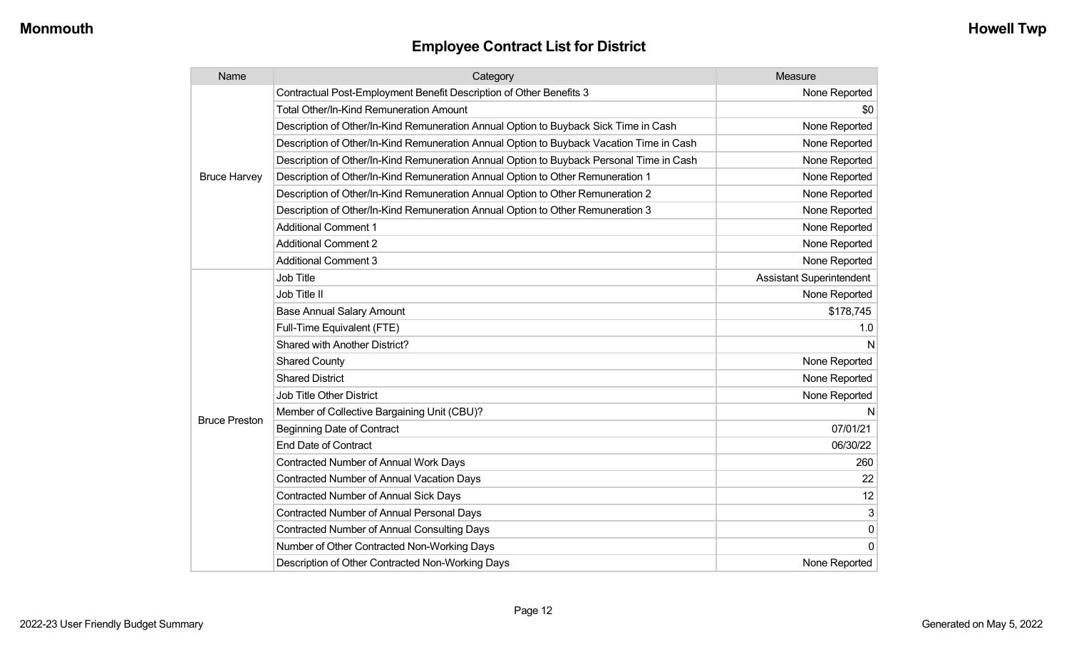## Employee Contract List for District

| Name | Category | Measure |
|---|---|---|
| Bruce Harvey | Contractual Post-Employment Benefit Description of Other Benefits 3 | None Reported |
| | Total Other/In-Kind Remuneration Amount | $0 |
| | Description of Other/In-Kind Remuneration Annual Option to Buyback Sick Time in Cash | None Reported |
| | Description of Other/In-Kind Remuneration Annual Option to Buyback Vacation Time in Cash | None Reported |
| | Description of Other/In-Kind Remuneration Annual Option to Buyback Personal Time in Cash | None Reported |
| | Description of Other/In-Kind Remuneration Annual Option to Other Remuneration 1 | None Reported |
| | Description of Other/In-Kind Remuneration Annual Option to Other Remuneration 2 | None Reported |
| | Description of Other/In-Kind Remuneration Annual Option to Other Remuneration 3 | None Reported |
| | Additional Comment 1 | None Reported |
| | Additional Comment 2 | None Reported |
| | Additional Comment 3 | None Reported |
| Bruce Preston | Job Title | Assistant Superintendent |
| | Job Title II | None Reported |
| | Base Annual Salary Amount | $178,745 |
| | Full-Time Equivalent (FTE) | 1.0 |
| | Shared with Another District? | N |
| | Shared County | None Reported |
| | Shared District | None Reported |
| | Job Title Other District | None Reported |
| | Member of Collective Bargaining Unit (CBU)? | N |
| | Beginning Date of Contract | 07/01/21 |
| | End Date of Contract | 06/30/22 |
| | Contracted Number of Annual Work Days | 260 |
| | Contracted Number of Annual Vacation Days | 22 |
| | Contracted Number of Annual Sick Days | 12 |
| | Contracted Number of Annual Personal Days | 3 |
| | Contracted Number of Annual Consulting Days | 0 |
| | Number of Other Contracted Non-Working Days | 0 |
| | Description of Other Contracted Non-Working Days | None Reported |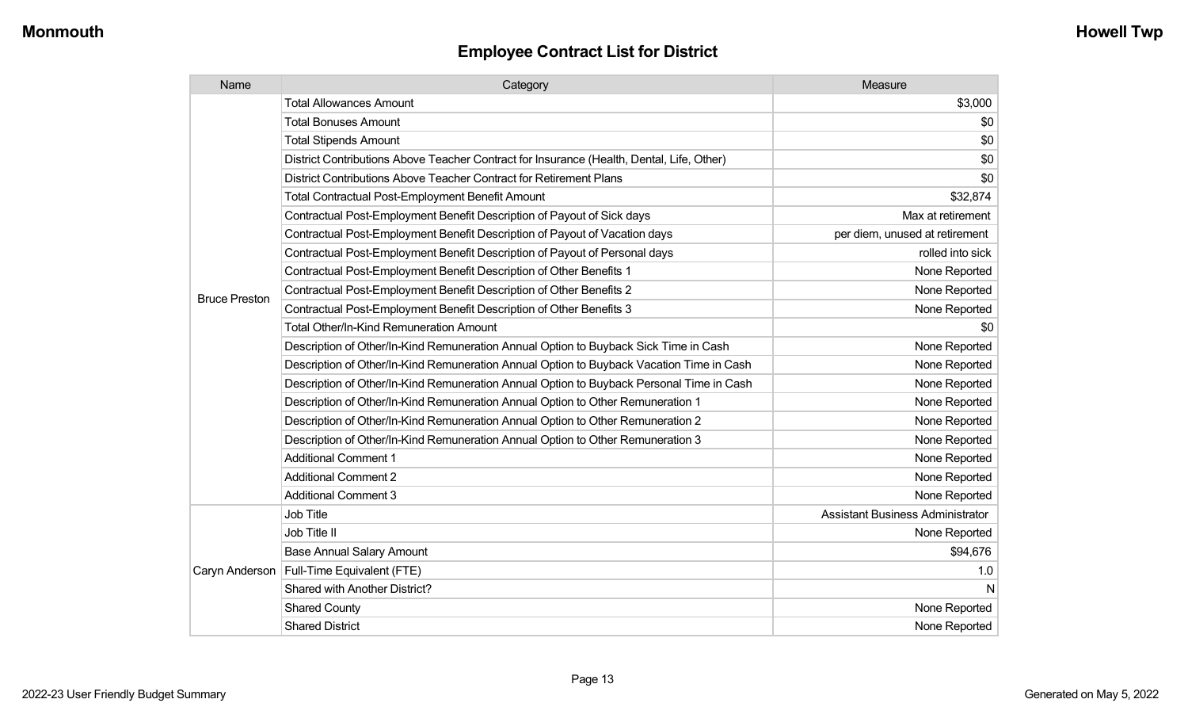## Employee Contract List for District

| Name | Category | Measure |
|---|---|---|
| Bruce Preston | Total Allowances Amount | $3,000 |
| | Total Bonuses Amount | $0 |
| | Total Stipends Amount | $0 |
| | District Contributions Above Teacher Contract for Insurance (Health, Dental, Life, Other) | $0 |
| | District Contributions Above Teacher Contract for Retirement Plans | $0 |
| | Total Contractual Post-Employment Benefit Amount | $32,874 |
| | Contractual Post-Employment Benefit Description of Payout of Sick days | Max at retirement |
| | Contractual Post-Employment Benefit Description of Payout of Vacation days | per diem, unused at retirement |
| | Contractual Post-Employment Benefit Description of Payout of Personal days | rolled into sick |
| | Contractual Post-Employment Benefit Description of Other Benefits 1 | None Reported |
| | Contractual Post-Employment Benefit Description of Other Benefits 2 | None Reported |
| | Contractual Post-Employment Benefit Description of Other Benefits 3 | None Reported |
| | Total Other/In-Kind Remuneration Amount | $0 |
| | Description of Other/In-Kind Remuneration Annual Option to Buyback Sick Time in Cash | None Reported |
| | Description of Other/In-Kind Remuneration Annual Option to Buyback Vacation Time in Cash | None Reported |
| | Description of Other/In-Kind Remuneration Annual Option to Buyback Personal Time in Cash | None Reported |
| | Description of Other/In-Kind Remuneration Annual Option to Other Remuneration 1 | None Reported |
| | Description of Other/In-Kind Remuneration Annual Option to Other Remuneration 2 | None Reported |
| | Description of Other/In-Kind Remuneration Annual Option to Other Remuneration 3 | None Reported |
| | Additional Comment 1 | None Reported |
| | Additional Comment 2 | None Reported |
| | Additional Comment 3 | None Reported |
| Caryn Anderson | Job Title | Assistant Business Administrator |
| | Job Title II | None Reported |
| | Base Annual Salary Amount | $94,676 |
| | Full-Time Equivalent (FTE) | 1.0 |
| | Shared with Another District? | N |
| | Shared County | None Reported |
| | Shared District | None Reported |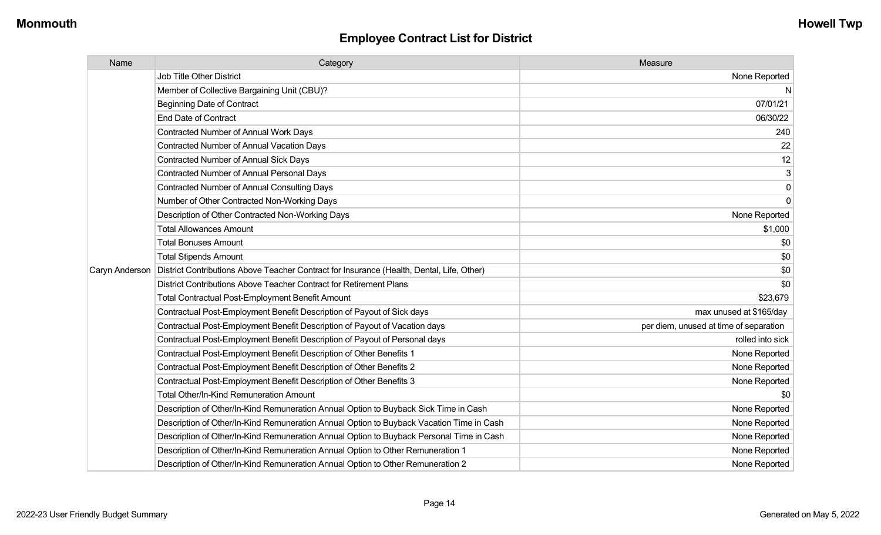## Employee Contract List for District

| Name | Category | Measure |
|---|---|---|
| Caryn Anderson | Job Title Other District | None Reported |
| | Member of Collective Bargaining Unit (CBU)? | N |
| | Beginning Date of Contract | 07/01/21 |
| | End Date of Contract | 06/30/22 |
| | Contracted Number of Annual Work Days | 240 |
| | Contracted Number of Annual Vacation Days | 22 |
| | Contracted Number of Annual Sick Days | 12 |
| | Contracted Number of Annual Personal Days | 3 |
| | Contracted Number of Annual Consulting Days | 0 |
| | Number of Other Contracted Non-Working Days | 0 |
| | Description of Other Contracted Non-Working Days | None Reported |
| | Total Allowances Amount | $1,000 |
| | Total Bonuses Amount | $0 |
| | Total Stipends Amount | $0 |
| | District Contributions Above Teacher Contract for Insurance (Health, Dental, Life, Other) | $0 |
| | District Contributions Above Teacher Contract for Retirement Plans | $0 |
| | Total Contractual Post-Employment Benefit Amount | $23,679 |
| | Contractual Post-Employment Benefit Description of Payout of Sick days | max unused at $165/day |
| | Contractual Post-Employment Benefit Description of Payout of Vacation days | per diem, unused at time of separation |
| | Contractual Post-Employment Benefit Description of Payout of Personal days | rolled into sick |
| | Contractual Post-Employment Benefit Description of Other Benefits 1 | None Reported |
| | Contractual Post-Employment Benefit Description of Other Benefits 2 | None Reported |
| | Contractual Post-Employment Benefit Description of Other Benefits 3 | None Reported |
| | Total Other/In-Kind Remuneration Amount | $0 |
| | Description of Other/In-Kind Remuneration Annual Option to Buyback Sick Time in Cash | None Reported |
| | Description of Other/In-Kind Remuneration Annual Option to Buyback Vacation Time in Cash | None Reported |
| | Description of Other/In-Kind Remuneration Annual Option to Buyback Personal Time in Cash | None Reported |
| | Description of Other/In-Kind Remuneration Annual Option to Other Remuneration 1 | None Reported |
| | Description of Other/In-Kind Remuneration Annual Option to Other Remuneration 2 | None Reported |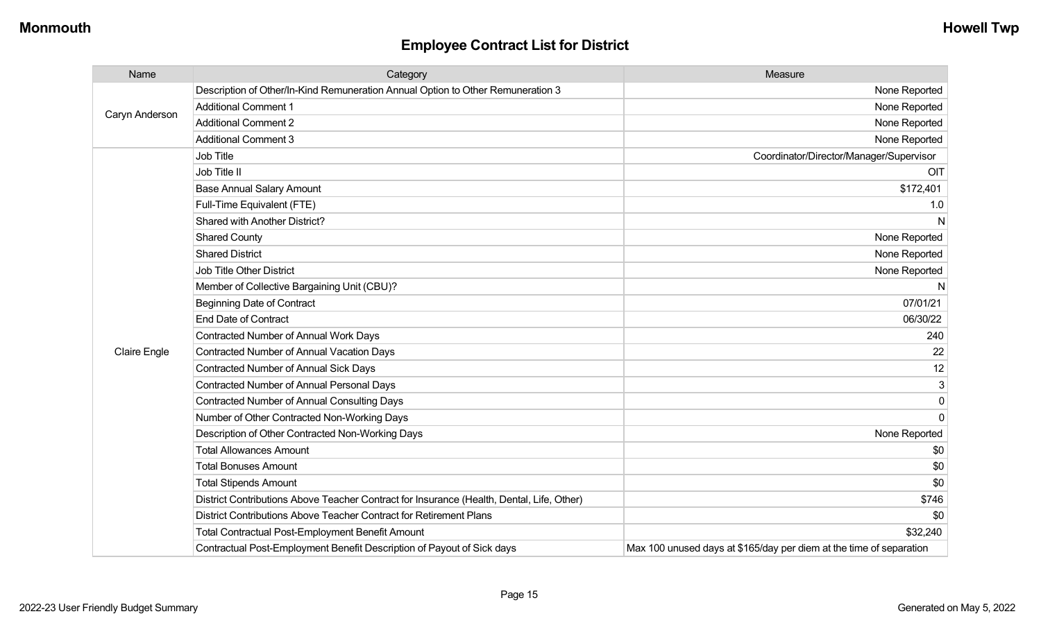## Employee Contract List for District

| Name | Category | Measure |
|---|---|---|
| Caryn Anderson | Description of Other/In-Kind Remuneration Annual Option to Other Remuneration 3 | None Reported |
| | Additional Comment 1 | None Reported |
| | Additional Comment 2 | None Reported |
| | Additional Comment 3 | None Reported |
| Claire Engle | Job Title | Coordinator/Director/Manager/Supervisor |
| | Job Title II | OIT |
| | Base Annual Salary Amount | $172,401 |
| | Full-Time Equivalent (FTE) | 1.0 |
| | Shared with Another District? | N |
| | Shared County | None Reported |
| | Shared District | None Reported |
| | Job Title Other District | None Reported |
| | Member of Collective Bargaining Unit (CBU)? | N |
| | Beginning Date of Contract | 07/01/21 |
| | End Date of Contract | 06/30/22 |
| | Contracted Number of Annual Work Days | 240 |
| | Contracted Number of Annual Vacation Days | 22 |
| | Contracted Number of Annual Sick Days | 12 |
| | Contracted Number of Annual Personal Days | 3 |
| | Contracted Number of Annual Consulting Days | 0 |
| | Number of Other Contracted Non-Working Days | 0 |
| | Description of Other Contracted Non-Working Days | None Reported |
| | Total Allowances Amount | $0 |
| | Total Bonuses Amount | $0 |
| | Total Stipends Amount | $0 |
| | District Contributions Above Teacher Contract for Insurance (Health, Dental, Life, Other) | $746 |
| | District Contributions Above Teacher Contract for Retirement Plans | $0 |
| | Total Contractual Post-Employment Benefit Amount | $32,240 |
| | Contractual Post-Employment Benefit Description of Payout of Sick days | Max 100 unused days at $165/day per diem at the time of separation |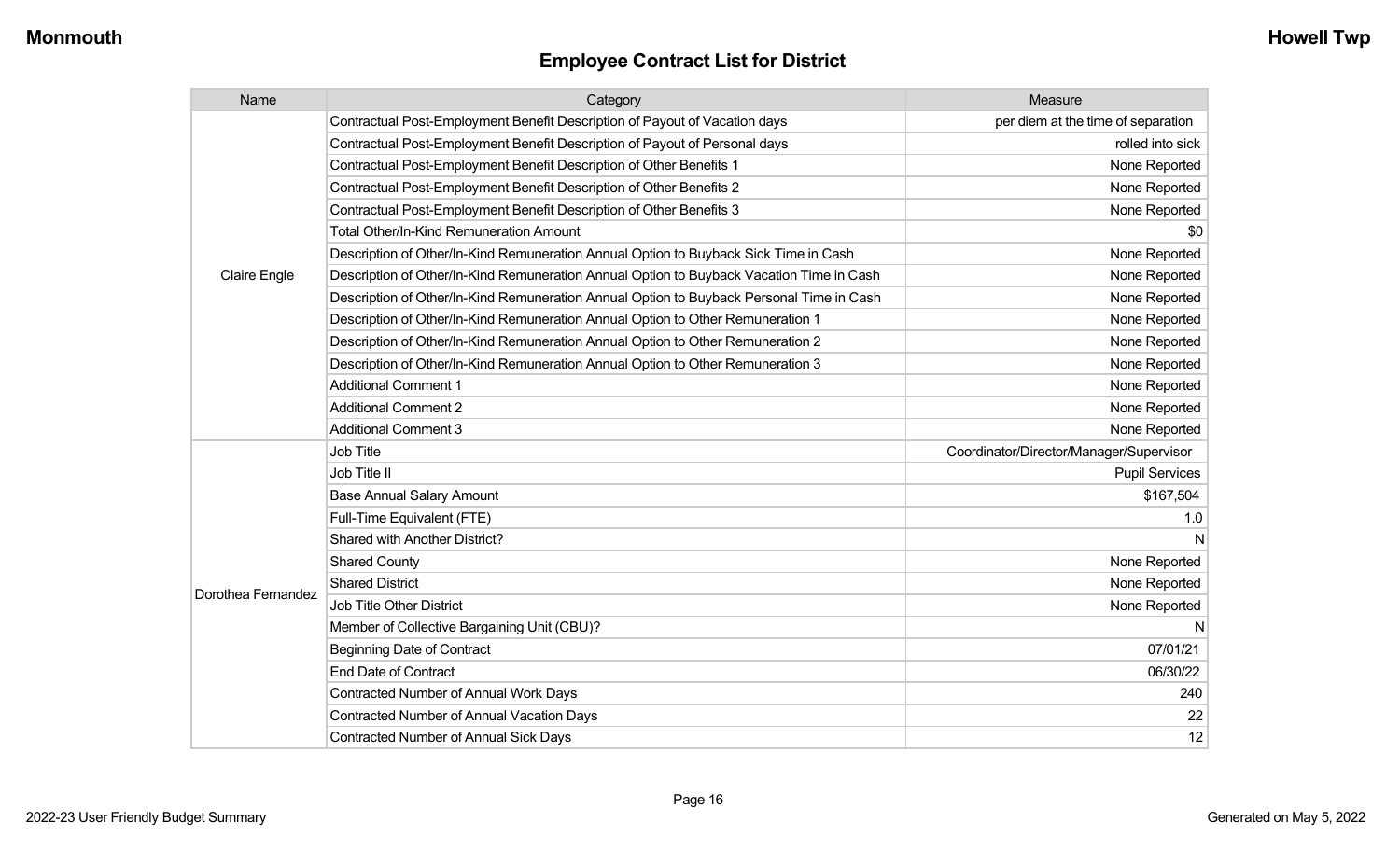## Employee Contract List for District

| Name | Category | Measure |
|---|---|---|
| Claire Engle | Contractual Post-Employment Benefit Description of Payout of Vacation days | per diem at the time of separation |
| | Contractual Post-Employment Benefit Description of Payout of Personal days | rolled into sick |
| | Contractual Post-Employment Benefit Description of Other Benefits 1 | None Reported |
| | Contractual Post-Employment Benefit Description of Other Benefits 2 | None Reported |
| | Contractual Post-Employment Benefit Description of Other Benefits 3 | None Reported |
| | Total Other/In-Kind Remuneration Amount | $0 |
| | Description of Other/In-Kind Remuneration Annual Option to Buyback Sick Time in Cash | None Reported |
| | Description of Other/In-Kind Remuneration Annual Option to Buyback Vacation Time in Cash | None Reported |
| | Description of Other/In-Kind Remuneration Annual Option to Buyback Personal Time in Cash | None Reported |
| | Description of Other/In-Kind Remuneration Annual Option to Other Remuneration 1 | None Reported |
| | Description of Other/In-Kind Remuneration Annual Option to Other Remuneration 2 | None Reported |
| | Description of Other/In-Kind Remuneration Annual Option to Other Remuneration 3 | None Reported |
| | Additional Comment 1 | None Reported |
| | Additional Comment 2 | None Reported |
| | Additional Comment 3 | None Reported |
| Dorothea Fernandez | Job Title | Coordinator/Director/Manager/Supervisor |
| | Job Title II | Pupil Services |
| | Base Annual Salary Amount | $167,504 |
| | Full-Time Equivalent (FTE) | 1.0 |
| | Shared with Another District? | N |
| | Shared County | None Reported |
| | Shared District | None Reported |
| | Job Title Other District | None Reported |
| | Member of Collective Bargaining Unit (CBU)? | N |
| | Beginning Date of Contract | 07/01/21 |
| | End Date of Contract | 06/30/22 |
| | Contracted Number of Annual Work Days | 240 |
| | Contracted Number of Annual Vacation Days | 22 |
| | Contracted Number of Annual Sick Days | 12 |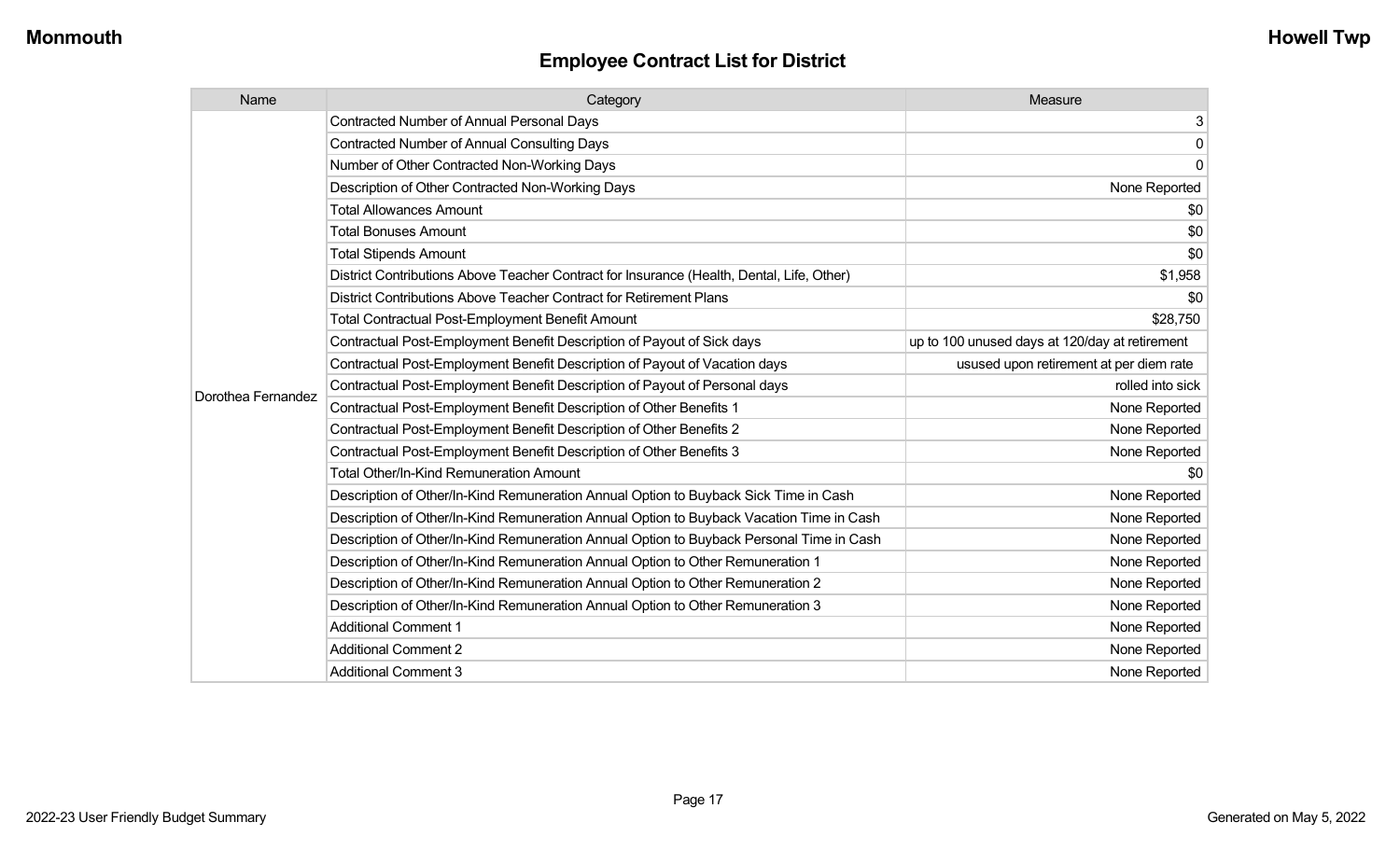## Employee Contract List for District

| Name | Category | Measure |
|---|---|---|
| Dorothea Fernandez | Contracted Number of Annual Personal Days | 3 |
| | Contracted Number of Annual Consulting Days | 0 |
| | Number of Other Contracted Non-Working Days | 0 |
| | Description of Other Contracted Non-Working Days | None Reported |
| | Total Allowances Amount | $0 |
| | Total Bonuses Amount | $0 |
| | Total Stipends Amount | $0 |
| | District Contributions Above Teacher Contract for Insurance (Health, Dental, Life, Other) | $1,958 |
| | District Contributions Above Teacher Contract for Retirement Plans | $0 |
| | Total Contractual Post-Employment Benefit Amount | $28,750 |
| | Contractual Post-Employment Benefit Description of Payout of Sick days | up to 100 unused days at 120/day at retirement |
| | Contractual Post-Employment Benefit Description of Payout of Vacation days | usused upon retirement at per diem rate |
| | Contractual Post-Employment Benefit Description of Payout of Personal days | rolled into sick |
| | Contractual Post-Employment Benefit Description of Other Benefits 1 | None Reported |
| | Contractual Post-Employment Benefit Description of Other Benefits 2 | None Reported |
| | Contractual Post-Employment Benefit Description of Other Benefits 3 | None Reported |
| | Total Other/In-Kind Remuneration Amount | $0 |
| | Description of Other/In-Kind Remuneration Annual Option to Buyback Sick Time in Cash | None Reported |
| | Description of Other/In-Kind Remuneration Annual Option to Buyback Vacation Time in Cash | None Reported |
| | Description of Other/In-Kind Remuneration Annual Option to Buyback Personal Time in Cash | None Reported |
| | Description of Other/In-Kind Remuneration Annual Option to Other Remuneration 1 | None Reported |
| | Description of Other/In-Kind Remuneration Annual Option to Other Remuneration 2 | None Reported |
| | Description of Other/In-Kind Remuneration Annual Option to Other Remuneration 3 | None Reported |
| | Additional Comment 1 | None Reported |
| | Additional Comment 2 | None Reported |
| | Additional Comment 3 | None Reported |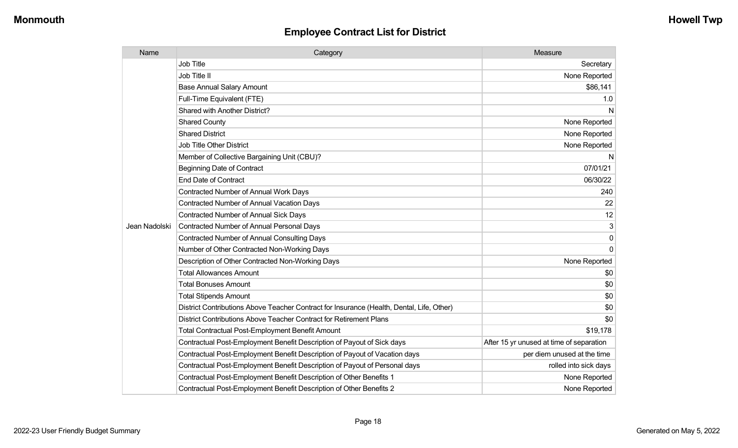## Employee Contract List for District

| Name | Category | Measure |
|---|---|---|
| Jean Nadolski | Job Title | Secretary |
| | Job Title II | None Reported |
| | Base Annual Salary Amount | $86,141 |
| | Full-Time Equivalent (FTE) | 1.0 |
| | Shared with Another District? | N |
| | Shared County | None Reported |
| | Shared District | None Reported |
| | Job Title Other District | None Reported |
| | Member of Collective Bargaining Unit (CBU)? | N |
| | Beginning Date of Contract | 07/01/21 |
| | End Date of Contract | 06/30/22 |
| | Contracted Number of Annual Work Days | 240 |
| | Contracted Number of Annual Vacation Days | 22 |
| | Contracted Number of Annual Sick Days | 12 |
| | Contracted Number of Annual Personal Days | 3 |
| | Contracted Number of Annual Consulting Days | 0 |
| | Number of Other Contracted Non-Working Days | 0 |
| | Description of Other Contracted Non-Working Days | None Reported |
| | Total Allowances Amount | $0 |
| | Total Bonuses Amount | $0 |
| | Total Stipends Amount | $0 |
| | District Contributions Above Teacher Contract for Insurance (Health, Dental, Life, Other) | $0 |
| | District Contributions Above Teacher Contract for Retirement Plans | $0 |
| | Total Contractual Post-Employment Benefit Amount | $19,178 |
| | Contractual Post-Employment Benefit Description of Payout of Sick days | After 15 yr unused at time of separation |
| | Contractual Post-Employment Benefit Description of Payout of Vacation days | per diem unused at the time |
| | Contractual Post-Employment Benefit Description of Payout of Personal days | rolled into sick days |
| | Contractual Post-Employment Benefit Description of Other Benefits 1 | None Reported |
| | Contractual Post-Employment Benefit Description of Other Benefits 2 | None Reported |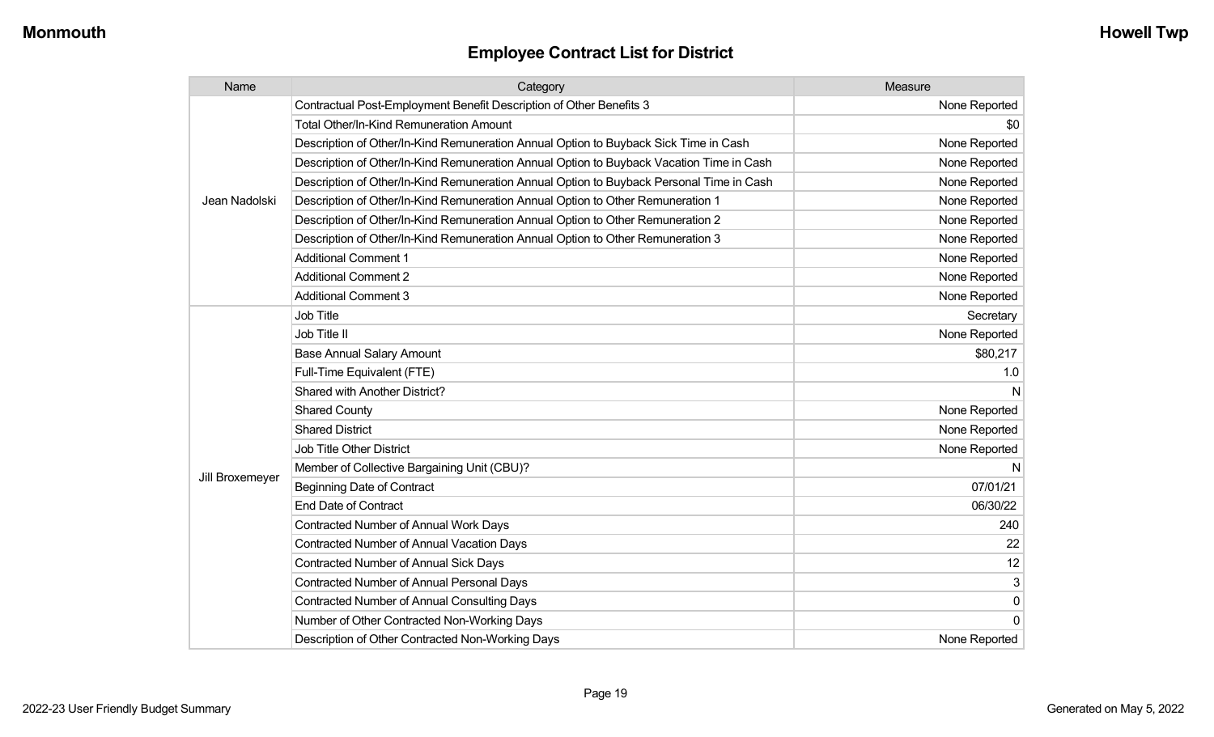## Employee Contract List for District

| Name | Category | Measure |
|---|---|---|
| Jean Nadolski | Contractual Post-Employment Benefit Description of Other Benefits 3 | None Reported |
| | Total Other/In-Kind Remuneration Amount | $0 |
| | Description of Other/In-Kind Remuneration Annual Option to Buyback Sick Time in Cash | None Reported |
| | Description of Other/In-Kind Remuneration Annual Option to Buyback Vacation Time in Cash | None Reported |
| | Description of Other/In-Kind Remuneration Annual Option to Buyback Personal Time in Cash | None Reported |
| | Description of Other/In-Kind Remuneration Annual Option to Other Remuneration 1 | None Reported |
| | Description of Other/In-Kind Remuneration Annual Option to Other Remuneration 2 | None Reported |
| | Description of Other/In-Kind Remuneration Annual Option to Other Remuneration 3 | None Reported |
| | Additional Comment 1 | None Reported |
| | Additional Comment 2 | None Reported |
| | Additional Comment 3 | None Reported |
| Jill Broxemeyer | Job Title | Secretary |
| | Job Title II | None Reported |
| | Base Annual Salary Amount | $80,217 |
| | Full-Time Equivalent (FTE) | 1.0 |
| | Shared with Another District? | N |
| | Shared County | None Reported |
| | Shared District | None Reported |
| | Job Title Other District | None Reported |
| | Member of Collective Bargaining Unit (CBU)? | N |
| | Beginning Date of Contract | 07/01/21 |
| | End Date of Contract | 06/30/22 |
| | Contracted Number of Annual Work Days | 240 |
| | Contracted Number of Annual Vacation Days | 22 |
| | Contracted Number of Annual Sick Days | 12 |
| | Contracted Number of Annual Personal Days | 3 |
| | Contracted Number of Annual Consulting Days | 0 |
| | Number of Other Contracted Non-Working Days | 0 |
| | Description of Other Contracted Non-Working Days | None Reported |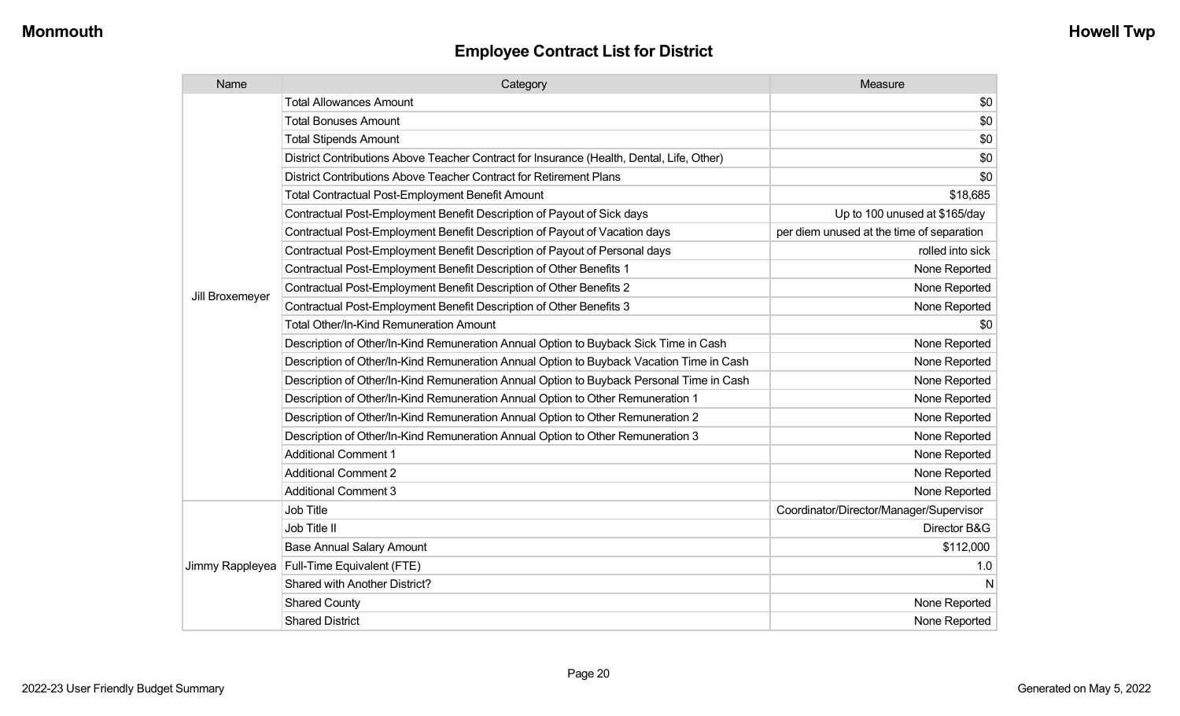## Employee Contract List for District

| Name | Category | Measure |
| --- | --- | --- |
| Jill Broxemeyer | Total Allowances Amount | $0 |
| | Total Bonuses Amount | $0 |
| | Total Stipends Amount | $0 |
| | District Contributions Above Teacher Contract for Insurance (Health, Dental, Life, Other) | $0 |
| | District Contributions Above Teacher Contract for Retirement Plans | $0 |
| | Total Contractual Post-Employment Benefit Amount | $18,685 |
| | Contractual Post-Employment Benefit Description of Payout of Sick days | Up to 100 unused at $165/day |
| | Contractual Post-Employment Benefit Description of Payout of Vacation days | per diem unused at the time of separation |
| | Contractual Post-Employment Benefit Description of Payout of Personal days | rolled into sick |
| | Contractual Post-Employment Benefit Description of Other Benefits 1 | None Reported |
| | Contractual Post-Employment Benefit Description of Other Benefits 2 | None Reported |
| | Contractual Post-Employment Benefit Description of Other Benefits 3 | None Reported |
| | Total Other/In-Kind Remuneration Amount | $0 |
| | Description of Other/In-Kind Remuneration Annual Option to Buyback Sick Time in Cash | None Reported |
| | Description of Other/In-Kind Remuneration Annual Option to Buyback Vacation Time in Cash | None Reported |
| | Description of Other/In-Kind Remuneration Annual Option to Buyback Personal Time in Cash | None Reported |
| | Description of Other/In-Kind Remuneration Annual Option to Other Remuneration 1 | None Reported |
| | Description of Other/In-Kind Remuneration Annual Option to Other Remuneration 2 | None Reported |
| | Description of Other/In-Kind Remuneration Annual Option to Other Remuneration 3 | None Reported |
| | Additional Comment 1 | None Reported |
| | Additional Comment 2 | None Reported |
| | Additional Comment 3 | None Reported |
| Jimmy Rappleyea | Job Title | Coordinator/Director/Manager/Supervisor |
| | Job Title II | Director B&G |
| | Base Annual Salary Amount | $112,000 |
| | Full-Time Equivalent (FTE) | 1.0 |
| | Shared with Another District? | N |
| | Shared County | None Reported |
| | Shared District | None Reported |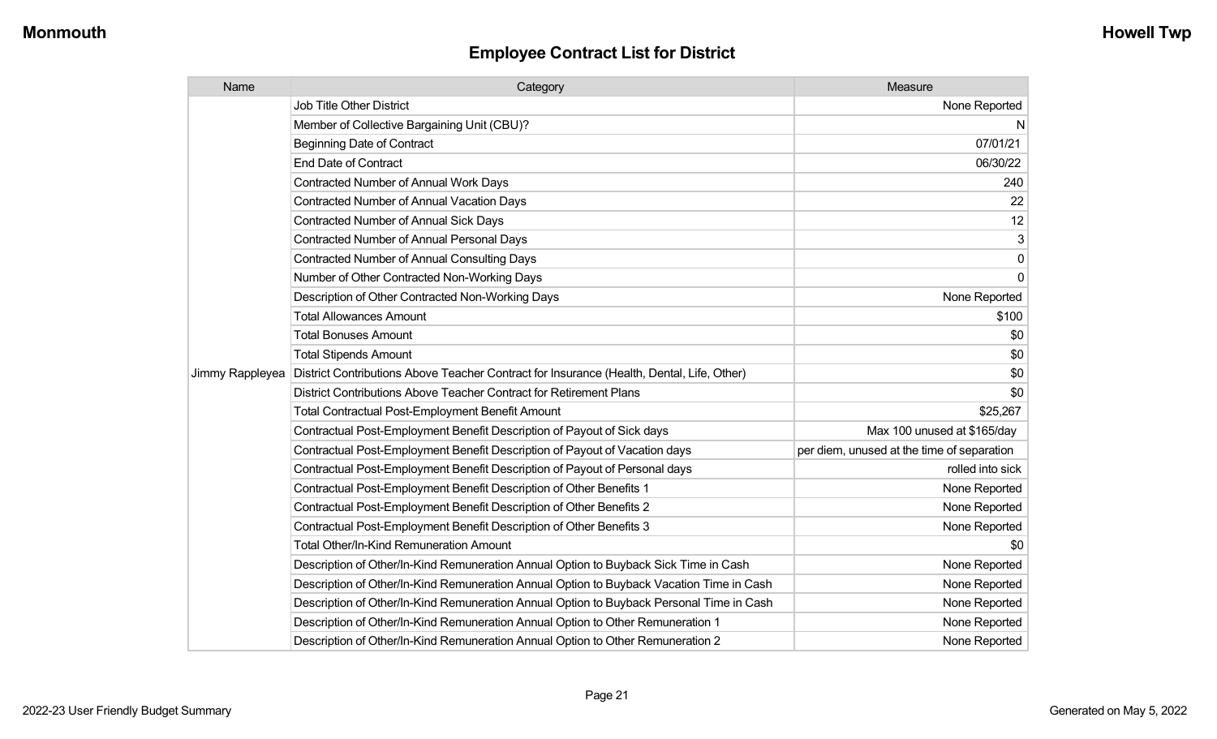## Employee Contract List for District

| Name | Category | Measure |
|---|---|---|
| Jimmy Rappleyea | Job Title Other District | None Reported |
| | Member of Collective Bargaining Unit (CBU)? | N |
| | Beginning Date of Contract | 07/01/21 |
| | End Date of Contract | 06/30/22 |
| | Contracted Number of Annual Work Days | 240 |
| | Contracted Number of Annual Vacation Days | 22 |
| | Contracted Number of Annual Sick Days | 12 |
| | Contracted Number of Annual Personal Days | 3 |
| | Contracted Number of Annual Consulting Days | 0 |
| | Number of Other Contracted Non-Working Days | 0 |
| | Description of Other Contracted Non-Working Days | None Reported |
| | Total Allowances Amount | $100 |
| | Total Bonuses Amount | $0 |
| | Total Stipends Amount | $0 |
| | District Contributions Above Teacher Contract for Insurance (Health, Dental, Life, Other) | $0 |
| | District Contributions Above Teacher Contract for Retirement Plans | $0 |
| | Total Contractual Post-Employment Benefit Amount | $25,267 |
| | Contractual Post-Employment Benefit Description of Payout of Sick days | Max 100 unused at $165/day |
| | Contractual Post-Employment Benefit Description of Payout of Vacation days | per diem, unused at the time of separation |
| | Contractual Post-Employment Benefit Description of Payout of Personal days | rolled into sick |
| | Contractual Post-Employment Benefit Description of Other Benefits 1 | None Reported |
| | Contractual Post-Employment Benefit Description of Other Benefits 2 | None Reported |
| | Contractual Post-Employment Benefit Description of Other Benefits 3 | None Reported |
| | Total Other/In-Kind Remuneration Amount | $0 |
| | Description of Other/In-Kind Remuneration Annual Option to Buyback Sick Time in Cash | None Reported |
| | Description of Other/In-Kind Remuneration Annual Option to Buyback Vacation Time in Cash | None Reported |
| | Description of Other/In-Kind Remuneration Annual Option to Buyback Personal Time in Cash | None Reported |
| | Description of Other/In-Kind Remuneration Annual Option to Other Remuneration 1 | None Reported |
| | Description of Other/In-Kind Remuneration Annual Option to Other Remuneration 2 | None Reported |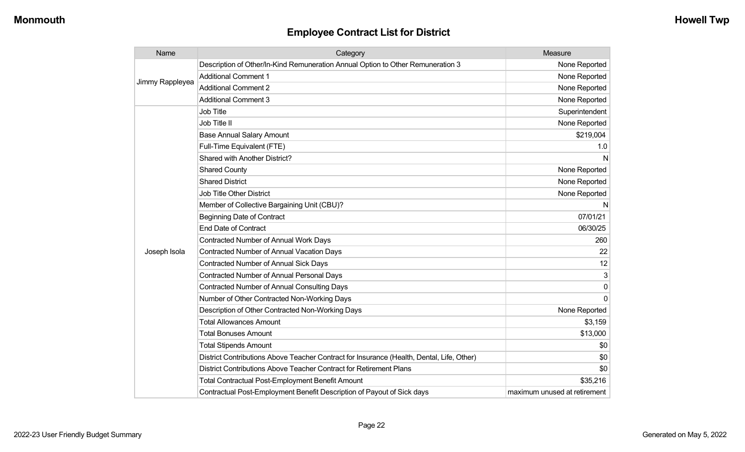## Employee Contract List for District

| Name | Category | Measure |
|---|---|---|
| Jimmy Rappleyea | Description of Other/In-Kind Remuneration Annual Option to Other Remuneration 3 | None Reported |
| | Additional Comment 1 | None Reported |
| | Additional Comment 2 | None Reported |
| | Additional Comment 3 | None Reported |
| Joseph Isola | Job Title | Superintendent |
| | Job Title II | None Reported |
| | Base Annual Salary Amount | $219,004 |
| | Full-Time Equivalent (FTE) | 1.0 |
| | Shared with Another District? | N |
| | Shared County | None Reported |
| | Shared District | None Reported |
| | Job Title Other District | None Reported |
| | Member of Collective Bargaining Unit (CBU)? | N |
| | Beginning Date of Contract | 07/01/21 |
| | End Date of Contract | 06/30/25 |
| | Contracted Number of Annual Work Days | 260 |
| | Contracted Number of Annual Vacation Days | 22 |
| | Contracted Number of Annual Sick Days | 12 |
| | Contracted Number of Annual Personal Days | 3 |
| | Contracted Number of Annual Consulting Days | 0 |
| | Number of Other Contracted Non-Working Days | 0 |
| | Description of Other Contracted Non-Working Days | None Reported |
| | Total Allowances Amount | $3,159 |
| | Total Bonuses Amount | $13,000 |
| | Total Stipends Amount | $0 |
| | District Contributions Above Teacher Contract for Insurance (Health, Dental, Life, Other) | $0 |
| | District Contributions Above Teacher Contract for Retirement Plans | $0 |
| | Total Contractual Post-Employment Benefit Amount | $35,216 |
| | Contractual Post-Employment Benefit Description of Payout of Sick days | maximum unused at retirement |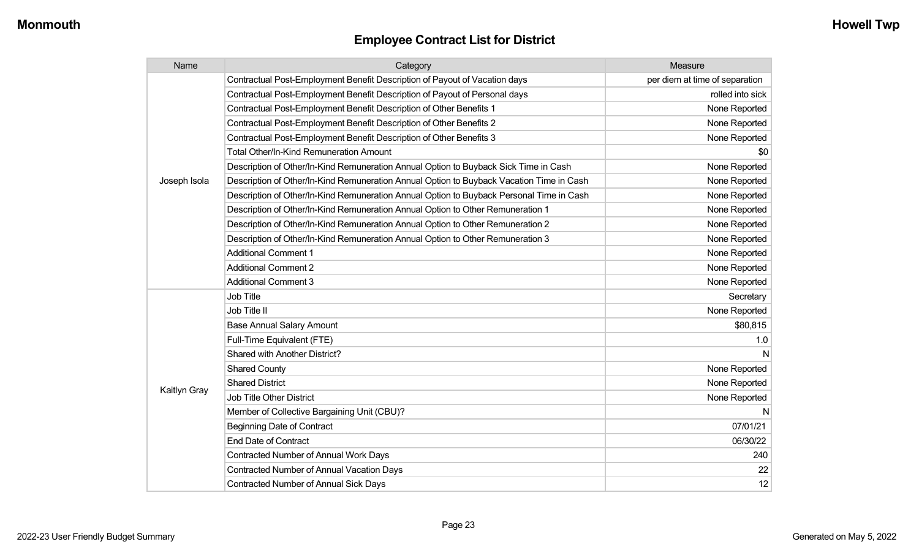## Employee Contract List for District

| Name | Category | Measure |
|---|---|---|
| Joseph Isola | Contractual Post-Employment Benefit Description of Payout of Vacation days | per diem at time of separation |
| | Contractual Post-Employment Benefit Description of Payout of Personal days | rolled into sick |
| | Contractual Post-Employment Benefit Description of Other Benefits 1 | None Reported |
| | Contractual Post-Employment Benefit Description of Other Benefits 2 | None Reported |
| | Contractual Post-Employment Benefit Description of Other Benefits 3 | None Reported |
| | Total Other/In-Kind Remuneration Amount | $0 |
| | Description of Other/In-Kind Remuneration Annual Option to Buyback Sick Time in Cash | None Reported |
| | Description of Other/In-Kind Remuneration Annual Option to Buyback Vacation Time in Cash | None Reported |
| | Description of Other/In-Kind Remuneration Annual Option to Buyback Personal Time in Cash | None Reported |
| | Description of Other/In-Kind Remuneration Annual Option to Other Remuneration 1 | None Reported |
| | Description of Other/In-Kind Remuneration Annual Option to Other Remuneration 2 | None Reported |
| | Description of Other/In-Kind Remuneration Annual Option to Other Remuneration 3 | None Reported |
| | Additional Comment 1 | None Reported |
| | Additional Comment 2 | None Reported |
| | Additional Comment 3 | None Reported |
| Kaitlyn Gray | Job Title | Secretary |
| | Job Title II | None Reported |
| | Base Annual Salary Amount | $80,815 |
| | Full-Time Equivalent (FTE) | 1.0 |
| | Shared with Another District? | N |
| | Shared County | None Reported |
| | Shared District | None Reported |
| | Job Title Other District | None Reported |
| | Member of Collective Bargaining Unit (CBU)? | N |
| | Beginning Date of Contract | 07/01/21 |
| | End Date of Contract | 06/30/22 |
| | Contracted Number of Annual Work Days | 240 |
| | Contracted Number of Annual Vacation Days | 22 |
| | Contracted Number of Annual Sick Days | 12 |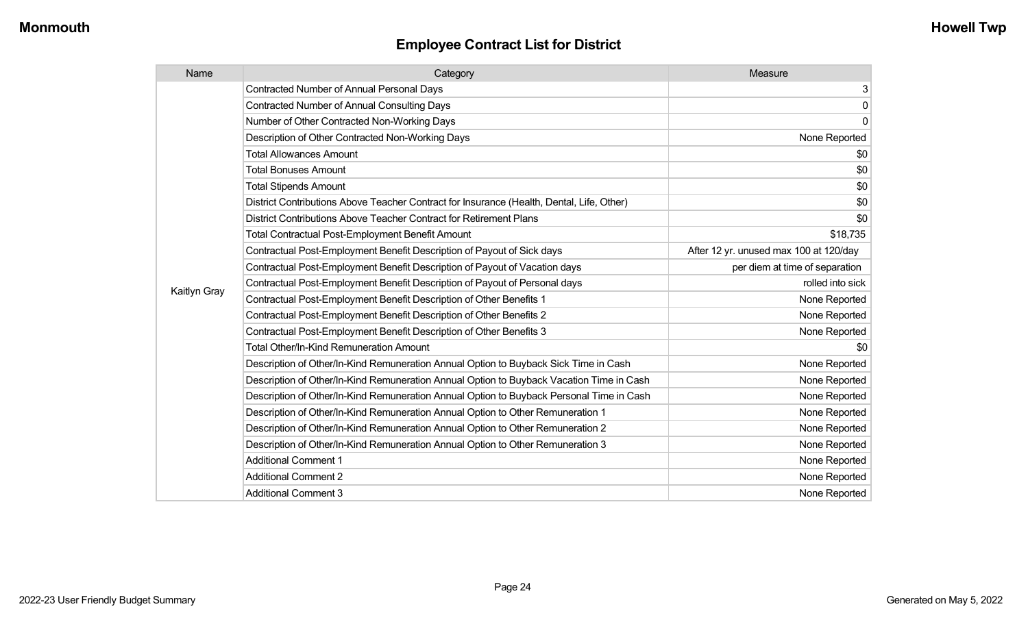## Employee Contract List for District

| Name | Category | Measure |
|---|---|---|
| Kaitlyn Gray | Contracted Number of Annual Personal Days | 3 |
| | Contracted Number of Annual Consulting Days | 0 |
| | Number of Other Contracted Non-Working Days | 0 |
| | Description of Other Contracted Non-Working Days | None Reported |
| | Total Allowances Amount | $0 |
| | Total Bonuses Amount | $0 |
| | Total Stipends Amount | $0 |
| | District Contributions Above Teacher Contract for Insurance (Health, Dental, Life, Other) | $0 |
| | District Contributions Above Teacher Contract for Retirement Plans | $0 |
| | Total Contractual Post-Employment Benefit Amount | $18,735 |
| | Contractual Post-Employment Benefit Description of Payout of Sick days | After 12 yr. unused max 100 at 120/day |
| | Contractual Post-Employment Benefit Description of Payout of Vacation days | per diem at time of separation |
| | Contractual Post-Employment Benefit Description of Payout of Personal days | rolled into sick |
| | Contractual Post-Employment Benefit Description of Other Benefits 1 | None Reported |
| | Contractual Post-Employment Benefit Description of Other Benefits 2 | None Reported |
| | Contractual Post-Employment Benefit Description of Other Benefits 3 | None Reported |
| | Total Other/In-Kind Remuneration Amount | $0 |
| | Description of Other/In-Kind Remuneration Annual Option to Buyback Sick Time in Cash | None Reported |
| | Description of Other/In-Kind Remuneration Annual Option to Buyback Vacation Time in Cash | None Reported |
| | Description of Other/In-Kind Remuneration Annual Option to Buyback Personal Time in Cash | None Reported |
| | Description of Other/In-Kind Remuneration Annual Option to Other Remuneration 1 | None Reported |
| | Description of Other/In-Kind Remuneration Annual Option to Other Remuneration 2 | None Reported |
| | Description of Other/In-Kind Remuneration Annual Option to Other Remuneration 3 | None Reported |
| | Additional Comment 1 | None Reported |
| | Additional Comment 2 | None Reported |
| | Additional Comment 3 | None Reported |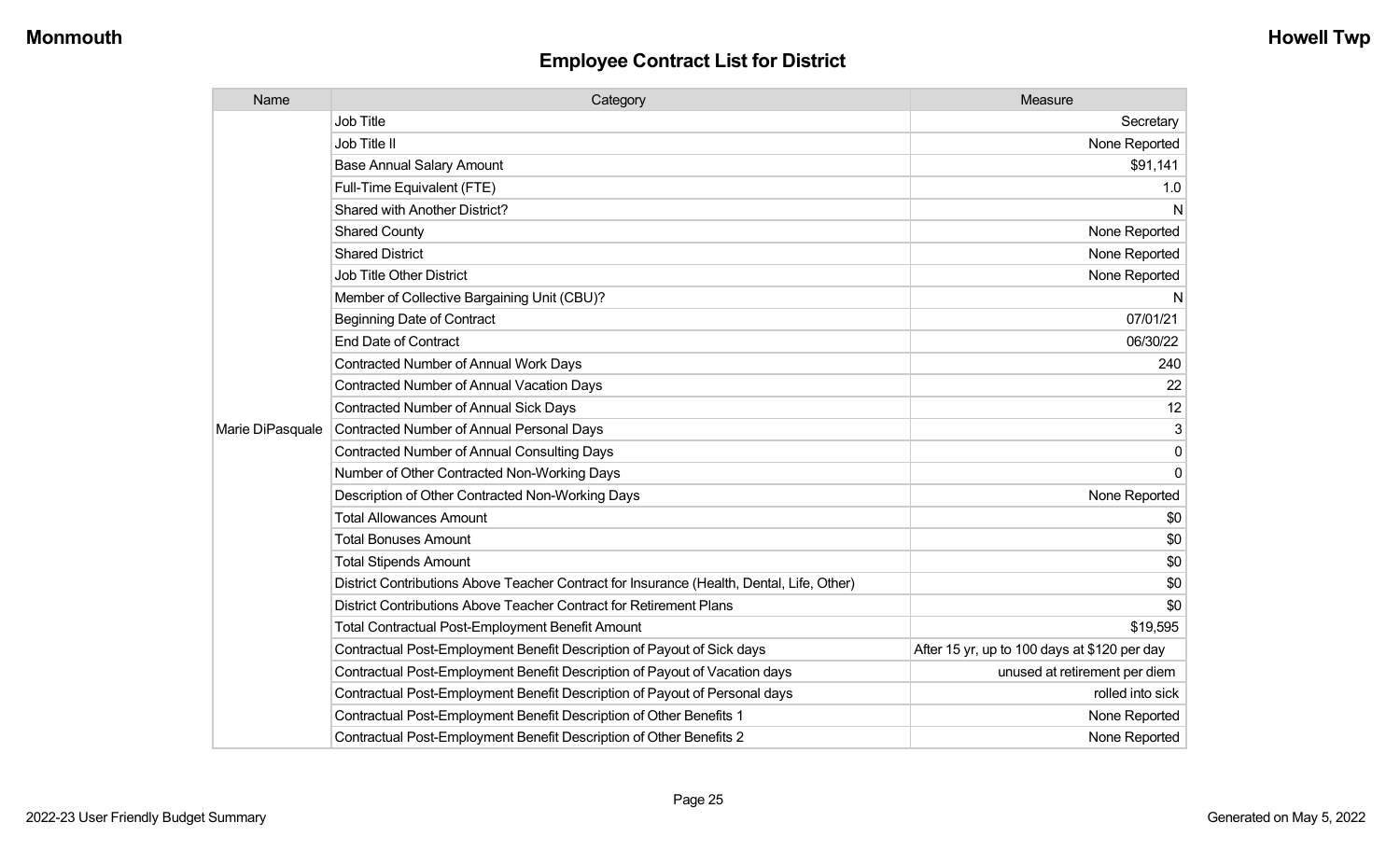## Employee Contract List for District

| Name | Category | Measure |
|---|---|---|
| Marie DiPasquale | Job Title | Secretary |
| | Job Title II | None Reported |
| | Base Annual Salary Amount | $91,141 |
| | Full-Time Equivalent (FTE) | 1.0 |
| | Shared with Another District? | N |
| | Shared County | None Reported |
| | Shared District | None Reported |
| | Job Title Other District | None Reported |
| | Member of Collective Bargaining Unit (CBU)? | N |
| | Beginning Date of Contract | 07/01/21 |
| | End Date of Contract | 06/30/22 |
| | Contracted Number of Annual Work Days | 240 |
| | Contracted Number of Annual Vacation Days | 22 |
| | Contracted Number of Annual Sick Days | 12 |
| | Contracted Number of Annual Personal Days | 3 |
| | Contracted Number of Annual Consulting Days | 0 |
| | Number of Other Contracted Non-Working Days | 0 |
| | Description of Other Contracted Non-Working Days | None Reported |
| | Total Allowances Amount | $0 |
| | Total Bonuses Amount | $0 |
| | Total Stipends Amount | $0 |
| | District Contributions Above Teacher Contract for Insurance (Health, Dental, Life, Other) | $0 |
| | District Contributions Above Teacher Contract for Retirement Plans | $0 |
| | Total Contractual Post-Employment Benefit Amount | $19,595 |
| | Contractual Post-Employment Benefit Description of Payout of Sick days | After 15 yr, up to 100 days at $120 per day |
| | Contractual Post-Employment Benefit Description of Payout of Vacation days | unused at retirement per diem |
| | Contractual Post-Employment Benefit Description of Payout of Personal days | rolled into sick |
| | Contractual Post-Employment Benefit Description of Other Benefits 1 | None Reported |
| | Contractual Post-Employment Benefit Description of Other Benefits 2 | None Reported |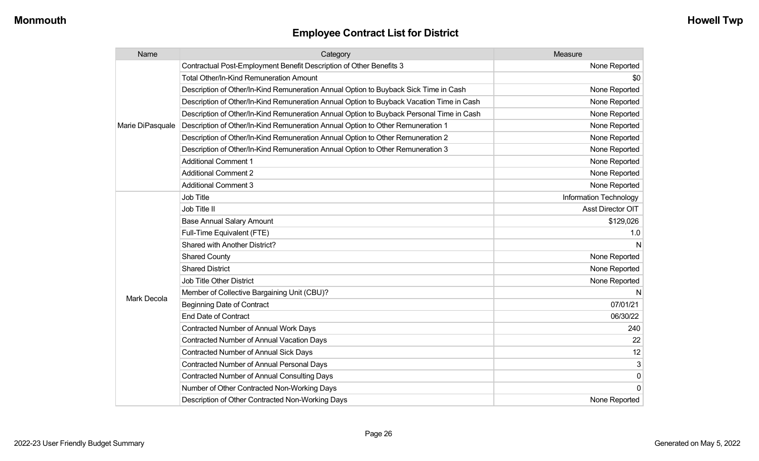## Employee Contract List for District

| Name | Category | Measure |
|---|---|---|
| Marie DiPasquale | Contractual Post-Employment Benefit Description of Other Benefits 3 | None Reported |
| | Total Other/In-Kind Remuneration Amount | $0 |
| | Description of Other/In-Kind Remuneration Annual Option to Buyback Sick Time in Cash | None Reported |
| | Description of Other/In-Kind Remuneration Annual Option to Buyback Vacation Time in Cash | None Reported |
| | Description of Other/In-Kind Remuneration Annual Option to Buyback Personal Time in Cash | None Reported |
| | Description of Other/In-Kind Remuneration Annual Option to Other Remuneration 1 | None Reported |
| | Description of Other/In-Kind Remuneration Annual Option to Other Remuneration 2 | None Reported |
| | Description of Other/In-Kind Remuneration Annual Option to Other Remuneration 3 | None Reported |
| | Additional Comment 1 | None Reported |
| | Additional Comment 2 | None Reported |
| | Additional Comment 3 | None Reported |
| Mark Decola | Job Title | Information Technology |
| | Job Title II | Asst Director OIT |
| | Base Annual Salary Amount | $129,026 |
| | Full-Time Equivalent (FTE) | 1.0 |
| | Shared with Another District? | N |
| | Shared County | None Reported |
| | Shared District | None Reported |
| | Job Title Other District | None Reported |
| | Member of Collective Bargaining Unit (CBU)? | N |
| | Beginning Date of Contract | 07/01/21 |
| | End Date of Contract | 06/30/22 |
| | Contracted Number of Annual Work Days | 240 |
| | Contracted Number of Annual Vacation Days | 22 |
| | Contracted Number of Annual Sick Days | 12 |
| | Contracted Number of Annual Personal Days | 3 |
| | Contracted Number of Annual Consulting Days | 0 |
| | Number of Other Contracted Non-Working Days | 0 |
| | Description of Other Contracted Non-Working Days | None Reported |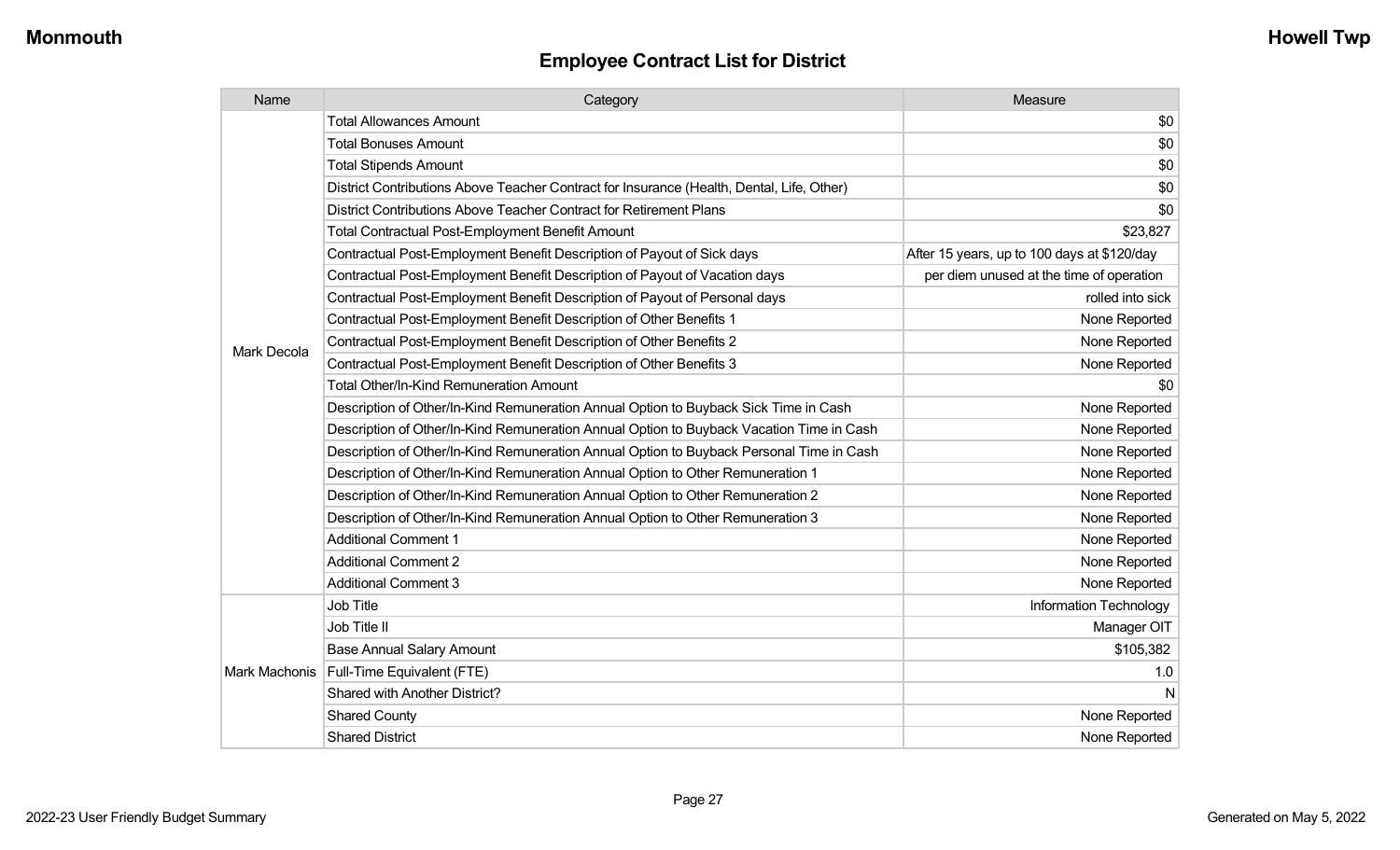## Employee Contract List for District

| Name | Category | Measure |
|---|---|---|
| Mark Decola | Total Allowances Amount | $0 |
| | Total Bonuses Amount | $0 |
| | Total Stipends Amount | $0 |
| | District Contributions Above Teacher Contract for Insurance (Health, Dental, Life, Other) | $0 |
| | District Contributions Above Teacher Contract for Retirement Plans | $0 |
| | Total Contractual Post-Employment Benefit Amount | $23,827 |
| | Contractual Post-Employment Benefit Description of Payout of Sick days | After 15 years, up to 100 days at $120/day |
| | Contractual Post-Employment Benefit Description of Payout of Vacation days | per diem unused at the time of operation |
| | Contractual Post-Employment Benefit Description of Payout of Personal days | rolled into sick |
| | Contractual Post-Employment Benefit Description of Other Benefits 1 | None Reported |
| | Contractual Post-Employment Benefit Description of Other Benefits 2 | None Reported |
| | Contractual Post-Employment Benefit Description of Other Benefits 3 | None Reported |
| | Total Other/In-Kind Remuneration Amount | $0 |
| | Description of Other/In-Kind Remuneration Annual Option to Buyback Sick Time in Cash | None Reported |
| | Description of Other/In-Kind Remuneration Annual Option to Buyback Vacation Time in Cash | None Reported |
| | Description of Other/In-Kind Remuneration Annual Option to Buyback Personal Time in Cash | None Reported |
| | Description of Other/In-Kind Remuneration Annual Option to Other Remuneration 1 | None Reported |
| | Description of Other/In-Kind Remuneration Annual Option to Other Remuneration 2 | None Reported |
| | Description of Other/In-Kind Remuneration Annual Option to Other Remuneration 3 | None Reported |
| | Additional Comment 1 | None Reported |
| | Additional Comment 2 | None Reported |
| | Additional Comment 3 | None Reported |
| Mark Machonis | Job Title | Information Technology |
| | Job Title II | Manager OIT |
| | Base Annual Salary Amount | $105,382 |
| | Full-Time Equivalent (FTE) | 1.0 |
| | Shared with Another District? | N |
| | Shared County | None Reported |
| | Shared District | None Reported |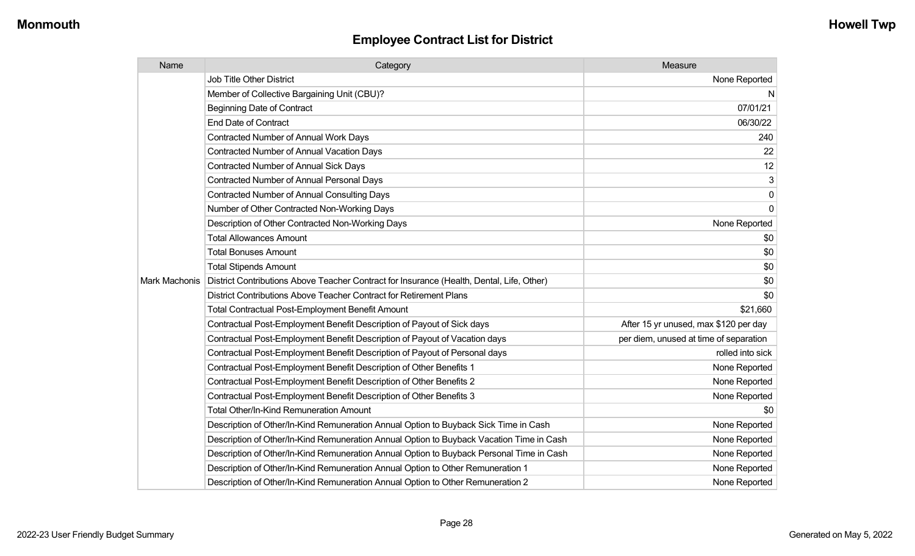## Employee Contract List for District

| Name | Category | Measure |
| --- | --- | --- |
| Mark Machonis | Job Title Other District | None Reported |
| | Member of Collective Bargaining Unit (CBU)? | N |
| | Beginning Date of Contract | 07/01/21 |
| | End Date of Contract | 06/30/22 |
| | Contracted Number of Annual Work Days | 240 |
| | Contracted Number of Annual Vacation Days | 22 |
| | Contracted Number of Annual Sick Days | 12 |
| | Contracted Number of Annual Personal Days | 3 |
| | Contracted Number of Annual Consulting Days | 0 |
| | Number of Other Contracted Non-Working Days | 0 |
| | Description of Other Contracted Non-Working Days | None Reported |
| | Total Allowances Amount | $0 |
| | Total Bonuses Amount | $0 |
| | Total Stipends Amount | $0 |
| | District Contributions Above Teacher Contract for Insurance (Health, Dental, Life, Other) | $0 |
| | District Contributions Above Teacher Contract for Retirement Plans | $0 |
| | Total Contractual Post-Employment Benefit Amount | $21,660 |
| | Contractual Post-Employment Benefit Description of Payout of Sick days | After 15 yr unused, max $120 per day |
| | Contractual Post-Employment Benefit Description of Payout of Vacation days | per diem, unused at time of separation |
| | Contractual Post-Employment Benefit Description of Payout of Personal days | rolled into sick |
| | Contractual Post-Employment Benefit Description of Other Benefits 1 | None Reported |
| | Contractual Post-Employment Benefit Description of Other Benefits 2 | None Reported |
| | Contractual Post-Employment Benefit Description of Other Benefits 3 | None Reported |
| | Total Other/In-Kind Remuneration Amount | $0 |
| | Description of Other/In-Kind Remuneration Annual Option to Buyback Sick Time in Cash | None Reported |
| | Description of Other/In-Kind Remuneration Annual Option to Buyback Vacation Time in Cash | None Reported |
| | Description of Other/In-Kind Remuneration Annual Option to Buyback Personal Time in Cash | None Reported |
| | Description of Other/In-Kind Remuneration Annual Option to Other Remuneration 1 | None Reported |
| | Description of Other/In-Kind Remuneration Annual Option to Other Remuneration 2 | None Reported |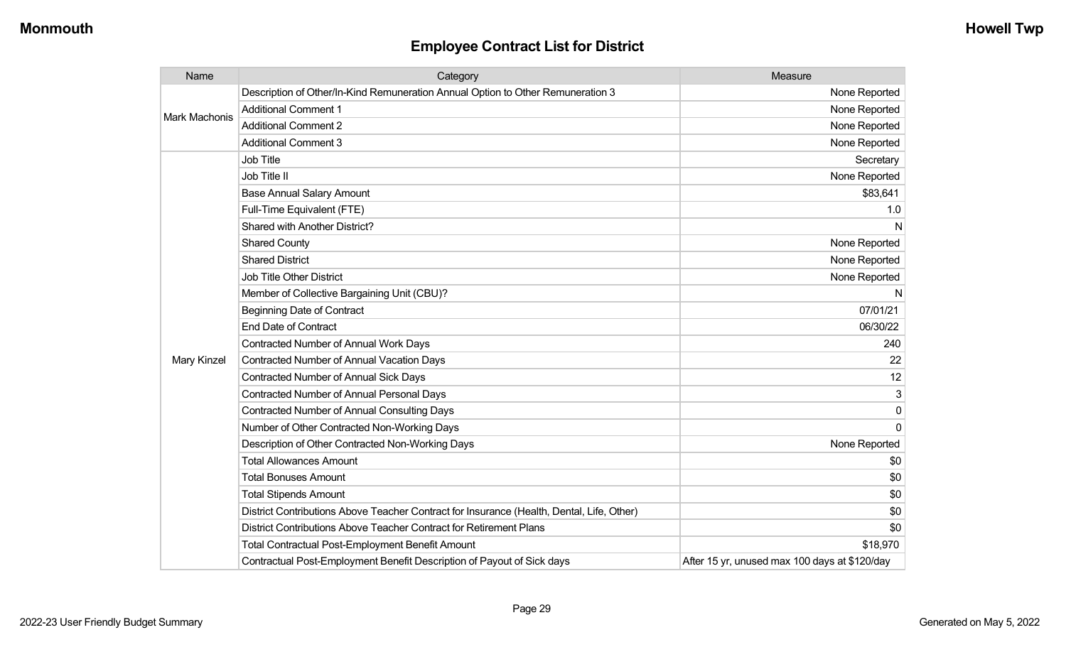## Employee Contract List for District

| Name | Category | Measure |
|---|---|---|
| Mark Machonis | Description of Other/In-Kind Remuneration Annual Option to Other Remuneration 3 | None Reported |
| | Additional Comment 1 | None Reported |
| | Additional Comment 2 | None Reported |
| | Additional Comment 3 | None Reported |
| Mary Kinzel | Job Title | Secretary |
| | Job Title II | None Reported |
| | Base Annual Salary Amount | $83,641 |
| | Full-Time Equivalent (FTE) | 1.0 |
| | Shared with Another District? | N |
| | Shared County | None Reported |
| | Shared District | None Reported |
| | Job Title Other District | None Reported |
| | Member of Collective Bargaining Unit (CBU)? | N |
| | Beginning Date of Contract | 07/01/21 |
| | End Date of Contract | 06/30/22 |
| | Contracted Number of Annual Work Days | 240 |
| | Contracted Number of Annual Vacation Days | 22 |
| | Contracted Number of Annual Sick Days | 12 |
| | Contracted Number of Annual Personal Days | 3 |
| | Contracted Number of Annual Consulting Days | 0 |
| | Number of Other Contracted Non-Working Days | 0 |
| | Description of Other Contracted Non-Working Days | None Reported |
| | Total Allowances Amount | $0 |
| | Total Bonuses Amount | $0 |
| | Total Stipends Amount | $0 |
| | District Contributions Above Teacher Contract for Insurance (Health, Dental, Life, Other) | $0 |
| | District Contributions Above Teacher Contract for Retirement Plans | $0 |
| | Total Contractual Post-Employment Benefit Amount | $18,970 |
| | Contractual Post-Employment Benefit Description of Payout of Sick days | After 15 yr, unused max 100 days at $120/day |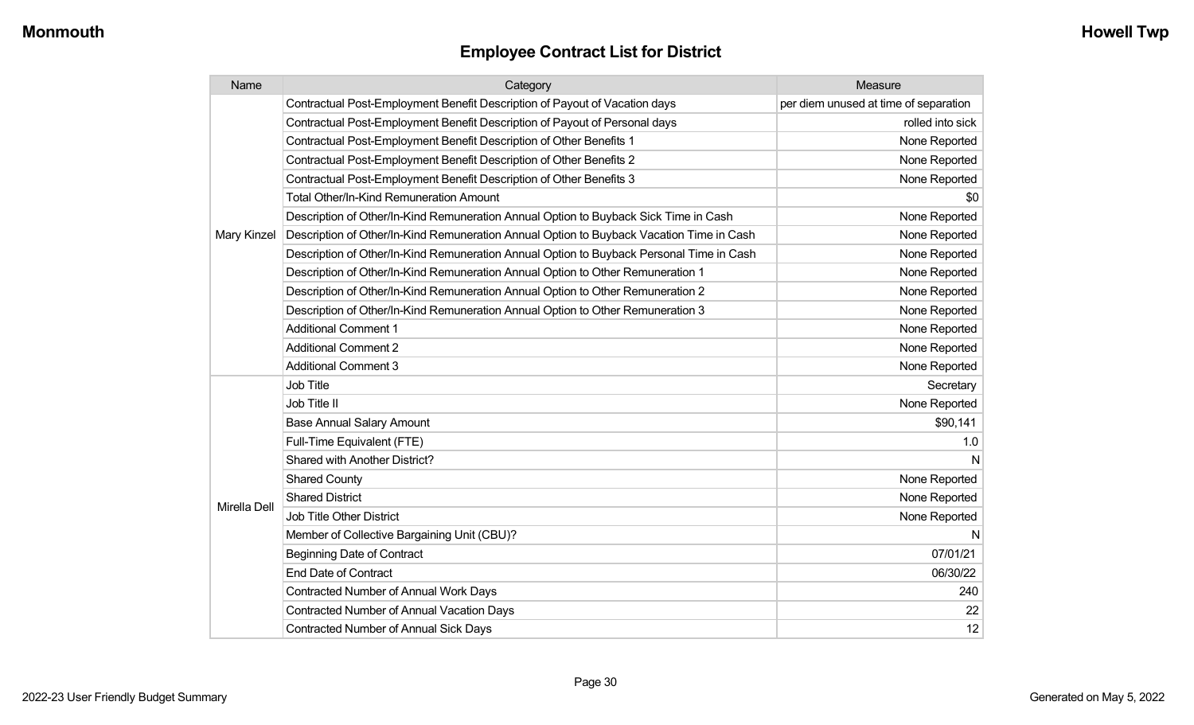## Employee Contract List for District

| Name | Category | Measure |
|---|---|---|
| Mary Kinzel | Contractual Post-Employment Benefit Description of Payout of Vacation days | per diem unused at time of separation |
| | Contractual Post-Employment Benefit Description of Payout of Personal days | rolled into sick |
| | Contractual Post-Employment Benefit Description of Other Benefits 1 | None Reported |
| | Contractual Post-Employment Benefit Description of Other Benefits 2 | None Reported |
| | Contractual Post-Employment Benefit Description of Other Benefits 3 | None Reported |
| | Total Other/In-Kind Remuneration Amount | $0 |
| | Description of Other/In-Kind Remuneration Annual Option to Buyback Sick Time in Cash | None Reported |
| | Description of Other/In-Kind Remuneration Annual Option to Buyback Vacation Time in Cash | None Reported |
| | Description of Other/In-Kind Remuneration Annual Option to Buyback Personal Time in Cash | None Reported |
| | Description of Other/In-Kind Remuneration Annual Option to Other Remuneration 1 | None Reported |
| | Description of Other/In-Kind Remuneration Annual Option to Other Remuneration 2 | None Reported |
| | Description of Other/In-Kind Remuneration Annual Option to Other Remuneration 3 | None Reported |
| | Additional Comment 1 | None Reported |
| | Additional Comment 2 | None Reported |
| | Additional Comment 3 | None Reported |
| Mirella Dell | Job Title | Secretary |
| | Job Title II | None Reported |
| | Base Annual Salary Amount | $90,141 |
| | Full-Time Equivalent (FTE) | 1.0 |
| | Shared with Another District? | N |
| | Shared County | None Reported |
| | Shared District | None Reported |
| | Job Title Other District | None Reported |
| | Member of Collective Bargaining Unit (CBU)? | N |
| | Beginning Date of Contract | 07/01/21 |
| | End Date of Contract | 06/30/22 |
| | Contracted Number of Annual Work Days | 240 |
| | Contracted Number of Annual Vacation Days | 22 |
| | Contracted Number of Annual Sick Days | 12 |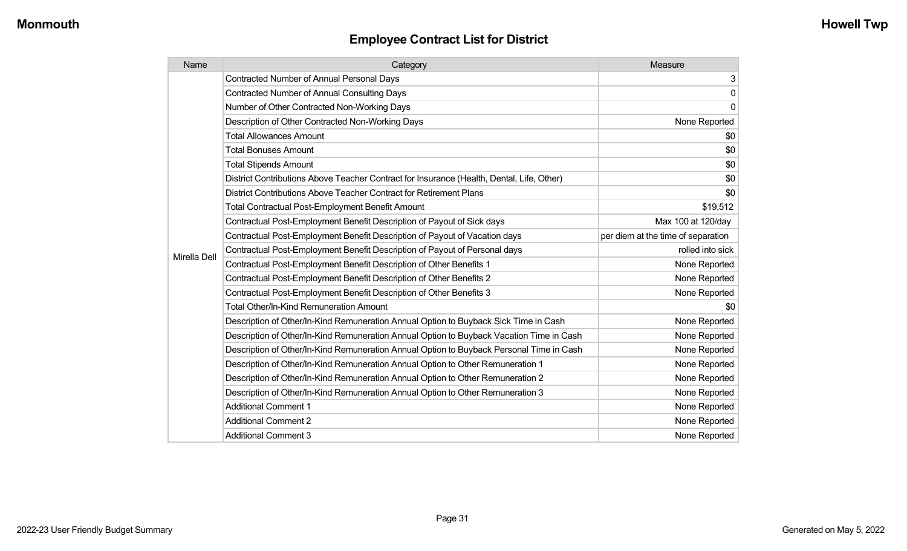## Employee Contract List for District

| Name | Category | Measure |
|---|---|---|
| Mirella Dell | Contracted Number of Annual Personal Days | 3 |
| | Contracted Number of Annual Consulting Days | 0 |
| | Number of Other Contracted Non-Working Days | 0 |
| | Description of Other Contracted Non-Working Days | None Reported |
| | Total Allowances Amount | $0 |
| | Total Bonuses Amount | $0 |
| | Total Stipends Amount | $0 |
| | District Contributions Above Teacher Contract for Insurance (Health, Dental, Life, Other) | $0 |
| | District Contributions Above Teacher Contract for Retirement Plans | $0 |
| | Total Contractual Post-Employment Benefit Amount | $19,512 |
| | Contractual Post-Employment Benefit Description of Payout of Sick days | Max 100 at 120/day |
| | Contractual Post-Employment Benefit Description of Payout of Vacation days | per diem at the time of separation |
| | Contractual Post-Employment Benefit Description of Payout of Personal days | rolled into sick |
| | Contractual Post-Employment Benefit Description of Other Benefits 1 | None Reported |
| | Contractual Post-Employment Benefit Description of Other Benefits 2 | None Reported |
| | Contractual Post-Employment Benefit Description of Other Benefits 3 | None Reported |
| | Total Other/In-Kind Remuneration Amount | $0 |
| | Description of Other/In-Kind Remuneration Annual Option to Buyback Sick Time in Cash | None Reported |
| | Description of Other/In-Kind Remuneration Annual Option to Buyback Vacation Time in Cash | None Reported |
| | Description of Other/In-Kind Remuneration Annual Option to Buyback Personal Time in Cash | None Reported |
| | Description of Other/In-Kind Remuneration Annual Option to Other Remuneration 1 | None Reported |
| | Description of Other/In-Kind Remuneration Annual Option to Other Remuneration 2 | None Reported |
| | Description of Other/In-Kind Remuneration Annual Option to Other Remuneration 3 | None Reported |
| | Additional Comment 1 | None Reported |
| | Additional Comment 2 | None Reported |
| | Additional Comment 3 | None Reported |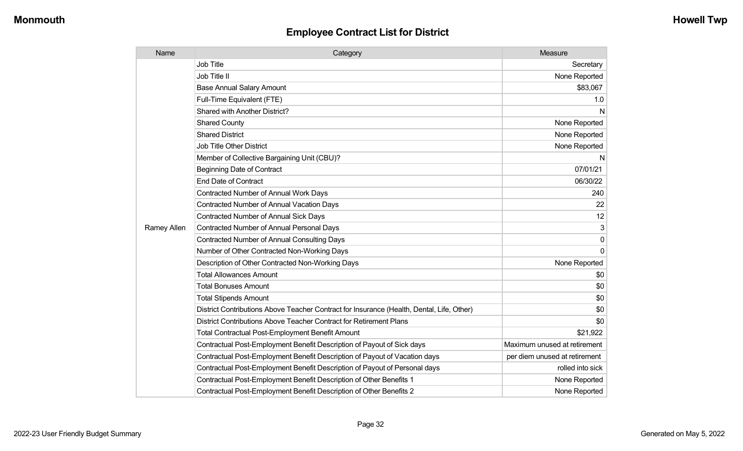Monmouth

Howell Twp

## Employee Contract List for District

| Name | Category | Measure |
|---|---|---|
| Ramey Allen | Job Title | Secretary |
| | Job Title II | None Reported |
| | Base Annual Salary Amount | $83,067 |
| | Full-Time Equivalent (FTE) | 1.0 |
| | Shared with Another District? | N |
| | Shared County | None Reported |
| | Shared District | None Reported |
| | Job Title Other District | None Reported |
| | Member of Collective Bargaining Unit (CBU)? | N |
| | Beginning Date of Contract | 07/01/21 |
| | End Date of Contract | 06/30/22 |
| | Contracted Number of Annual Work Days | 240 |
| | Contracted Number of Annual Vacation Days | 22 |
| | Contracted Number of Annual Sick Days | 12 |
| | Contracted Number of Annual Personal Days | 3 |
| | Contracted Number of Annual Consulting Days | 0 |
| | Number of Other Contracted Non-Working Days | 0 |
| | Description of Other Contracted Non-Working Days | None Reported |
| | Total Allowances Amount | $0 |
| | Total Bonuses Amount | $0 |
| | Total Stipends Amount | $0 |
| | District Contributions Above Teacher Contract for Insurance (Health, Dental, Life, Other) | $0 |
| | District Contributions Above Teacher Contract for Retirement Plans | $0 |
| | Total Contractual Post-Employment Benefit Amount | $21,922 |
| | Contractual Post-Employment Benefit Description of Payout of Sick days | Maximum unused at retirement |
| | Contractual Post-Employment Benefit Description of Payout of Vacation days | per diem unused at retirement |
| | Contractual Post-Employment Benefit Description of Payout of Personal days | rolled into sick |
| | Contractual Post-Employment Benefit Description of Other Benefits 1 | None Reported |
| | Contractual Post-Employment Benefit Description of Other Benefits 2 | None Reported |

2022-23 User Friendly Budget Summary

Generated on May 5, 2022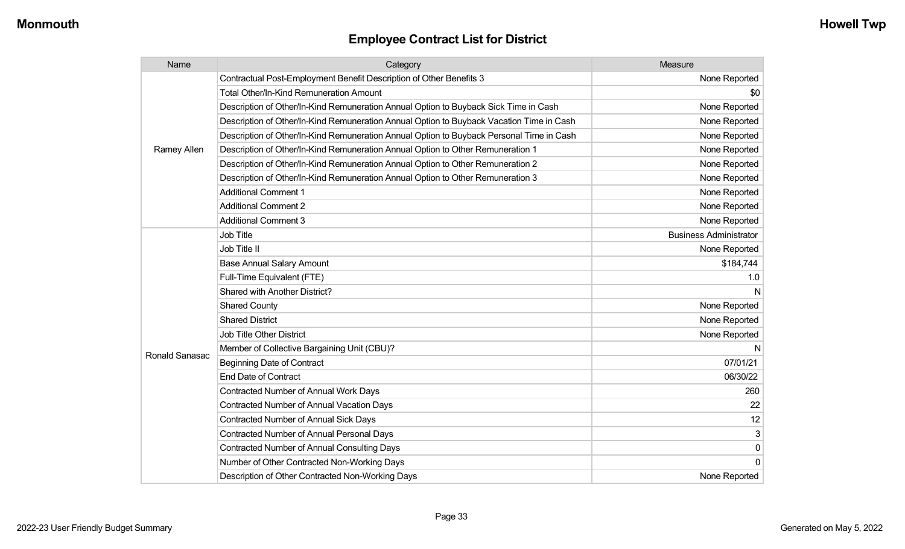## Employee Contract List for District

| Name | Category | Measure |
|---|---|---|
| Ramey Allen | Contractual Post-Employment Benefit Description of Other Benefits 3 | None Reported |
| | Total Other/In-Kind Remuneration Amount | $0 |
| | Description of Other/In-Kind Remuneration Annual Option to Buyback Sick Time in Cash | None Reported |
| | Description of Other/In-Kind Remuneration Annual Option to Buyback Vacation Time in Cash | None Reported |
| | Description of Other/In-Kind Remuneration Annual Option to Buyback Personal Time in Cash | None Reported |
| | Description of Other/In-Kind Remuneration Annual Option to Other Remuneration 1 | None Reported |
| | Description of Other/In-Kind Remuneration Annual Option to Other Remuneration 2 | None Reported |
| | Description of Other/In-Kind Remuneration Annual Option to Other Remuneration 3 | None Reported |
| | Additional Comment 1 | None Reported |
| | Additional Comment 2 | None Reported |
| | Additional Comment 3 | None Reported |
| Ronald Sanasac | Job Title | Business Administrator |
| | Job Title II | None Reported |
| | Base Annual Salary Amount | $184,744 |
| | Full-Time Equivalent (FTE) | 1.0 |
| | Shared with Another District? | N |
| | Shared County | None Reported |
| | Shared District | None Reported |
| | Job Title Other District | None Reported |
| | Member of Collective Bargaining Unit (CBU)? | N |
| | Beginning Date of Contract | 07/01/21 |
| | End Date of Contract | 06/30/22 |
| | Contracted Number of Annual Work Days | 260 |
| | Contracted Number of Annual Vacation Days | 22 |
| | Contracted Number of Annual Sick Days | 12 |
| | Contracted Number of Annual Personal Days | 3 |
| | Contracted Number of Annual Consulting Days | 0 |
| | Number of Other Contracted Non-Working Days | 0 |
| | Description of Other Contracted Non-Working Days | None Reported |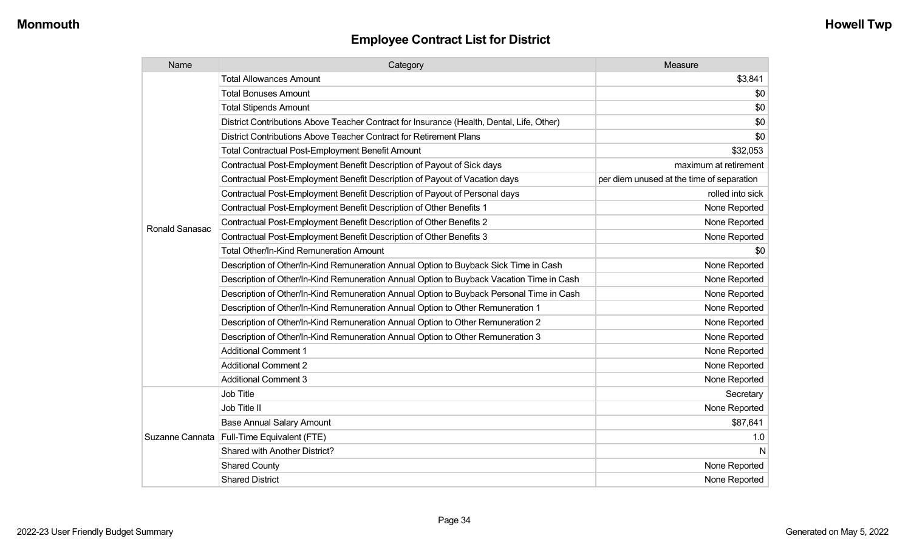## Employee Contract List for District

| Name | Category | Measure |
|---|---|---|
| Ronald Sanasac | Total Allowances Amount | $3,841 |
| | Total Bonuses Amount | $0 |
| | Total Stipends Amount | $0 |
| | District Contributions Above Teacher Contract for Insurance (Health, Dental, Life, Other) | $0 |
| | District Contributions Above Teacher Contract for Retirement Plans | $0 |
| | Total Contractual Post-Employment Benefit Amount | $32,053 |
| | Contractual Post-Employment Benefit Description of Payout of Sick days | maximum at retirement |
| | Contractual Post-Employment Benefit Description of Payout of Vacation days | per diem unused at the time of separation |
| | Contractual Post-Employment Benefit Description of Payout of Personal days | rolled into sick |
| | Contractual Post-Employment Benefit Description of Other Benefits 1 | None Reported |
| | Contractual Post-Employment Benefit Description of Other Benefits 2 | None Reported |
| | Contractual Post-Employment Benefit Description of Other Benefits 3 | None Reported |
| | Total Other/In-Kind Remuneration Amount | $0 |
| | Description of Other/In-Kind Remuneration Annual Option to Buyback Sick Time in Cash | None Reported |
| | Description of Other/In-Kind Remuneration Annual Option to Buyback Vacation Time in Cash | None Reported |
| | Description of Other/In-Kind Remuneration Annual Option to Buyback Personal Time in Cash | None Reported |
| | Description of Other/In-Kind Remuneration Annual Option to Other Remuneration 1 | None Reported |
| | Description of Other/In-Kind Remuneration Annual Option to Other Remuneration 2 | None Reported |
| | Description of Other/In-Kind Remuneration Annual Option to Other Remuneration 3 | None Reported |
| | Additional Comment 1 | None Reported |
| | Additional Comment 2 | None Reported |
| | Additional Comment 3 | None Reported |
| Suzanne Cannata | Job Title | Secretary |
| | Job Title II | None Reported |
| | Base Annual Salary Amount | $87,641 |
| | Full-Time Equivalent (FTE) | 1.0 |
| | Shared with Another District? | N |
| | Shared County | None Reported |
| | Shared District | None Reported |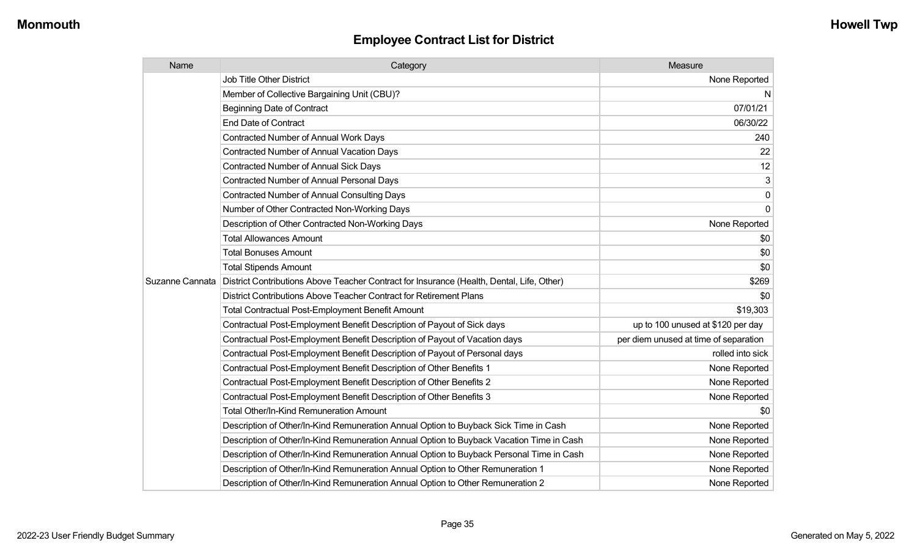## Employee Contract List for District

| Name | Category | Measure |
|---|---|---|
| Suzanne Cannata | Job Title Other District | None Reported |
| | Member of Collective Bargaining Unit (CBU)? | N |
| | Beginning Date of Contract | 07/01/21 |
| | End Date of Contract | 06/30/22 |
| | Contracted Number of Annual Work Days | 240 |
| | Contracted Number of Annual Vacation Days | 22 |
| | Contracted Number of Annual Sick Days | 12 |
| | Contracted Number of Annual Personal Days | 3 |
| | Contracted Number of Annual Consulting Days | 0 |
| | Number of Other Contracted Non-Working Days | 0 |
| | Description of Other Contracted Non-Working Days | None Reported |
| | Total Allowances Amount | $0 |
| | Total Bonuses Amount | $0 |
| | Total Stipends Amount | $0 |
| | District Contributions Above Teacher Contract for Insurance (Health, Dental, Life, Other) | $269 |
| | District Contributions Above Teacher Contract for Retirement Plans | $0 |
| | Total Contractual Post-Employment Benefit Amount | $19,303 |
| | Contractual Post-Employment Benefit Description of Payout of Sick days | up to 100 unused at $120 per day |
| | Contractual Post-Employment Benefit Description of Payout of Vacation days | per diem unused at time of separation |
| | Contractual Post-Employment Benefit Description of Payout of Personal days | rolled into sick |
| | Contractual Post-Employment Benefit Description of Other Benefits 1 | None Reported |
| | Contractual Post-Employment Benefit Description of Other Benefits 2 | None Reported |
| | Contractual Post-Employment Benefit Description of Other Benefits 3 | None Reported |
| | Total Other/In-Kind Remuneration Amount | $0 |
| | Description of Other/In-Kind Remuneration Annual Option to Buyback Sick Time in Cash | None Reported |
| | Description of Other/In-Kind Remuneration Annual Option to Buyback Vacation Time in Cash | None Reported |
| | Description of Other/In-Kind Remuneration Annual Option to Buyback Personal Time in Cash | None Reported |
| | Description of Other/In-Kind Remuneration Annual Option to Other Remuneration 1 | None Reported |
| | Description of Other/In-Kind Remuneration Annual Option to Other Remuneration 2 | None Reported |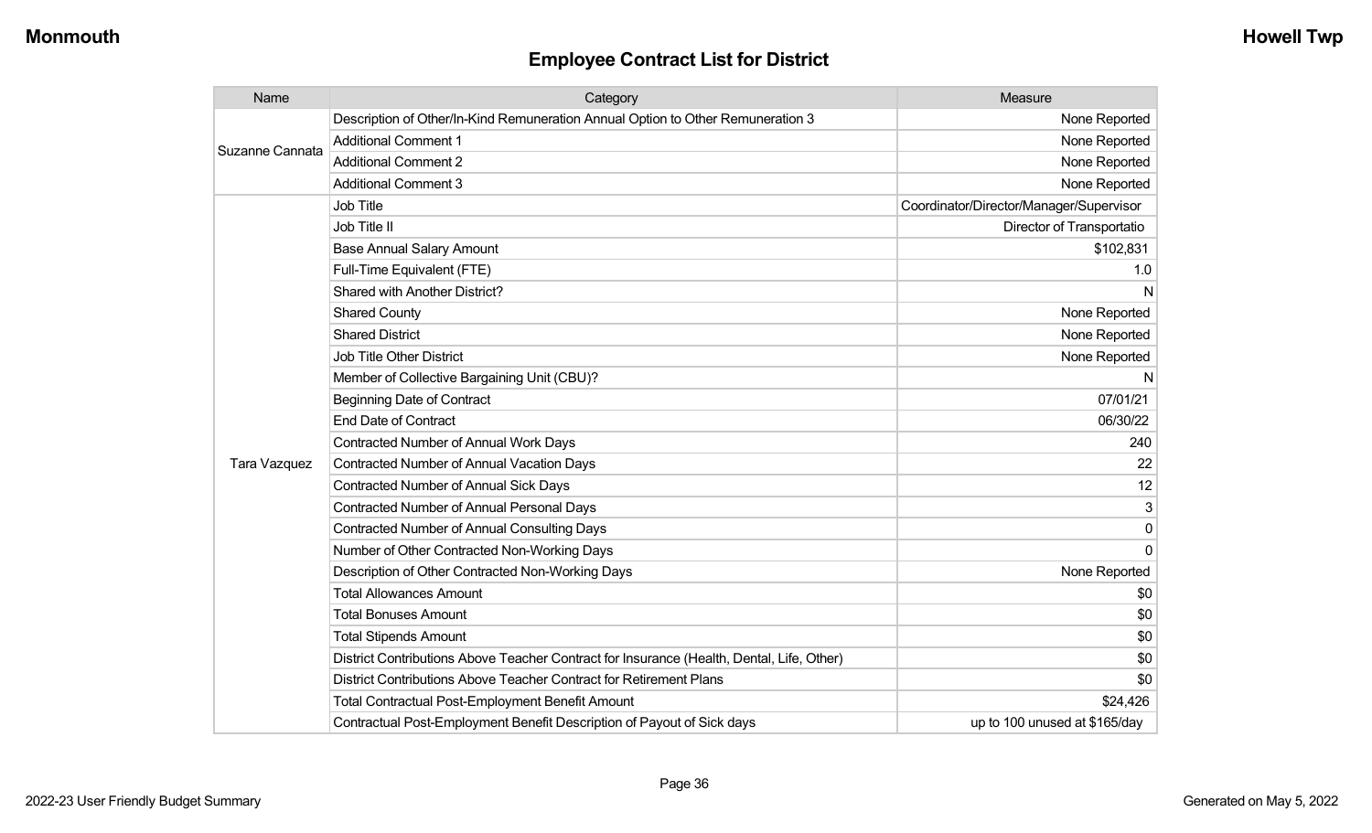## Employee Contract List for District

| Name | Category | Measure |
|---|---|---|
| Suzanne Cannata | Description of Other/In-Kind Remuneration Annual Option to Other Remuneration 3 | None Reported |
| | Additional Comment 1 | None Reported |
| | Additional Comment 2 | None Reported |
| | Additional Comment 3 | None Reported |
| Tara Vazquez | Job Title | Coordinator/Director/Manager/Supervisor |
| | Job Title II | Director of Transportatio |
| | Base Annual Salary Amount | $102,831 |
| | Full-Time Equivalent (FTE) | 1.0 |
| | Shared with Another District? | N |
| | Shared County | None Reported |
| | Shared District | None Reported |
| | Job Title Other District | None Reported |
| | Member of Collective Bargaining Unit (CBU)? | N |
| | Beginning Date of Contract | 07/01/21 |
| | End Date of Contract | 06/30/22 |
| | Contracted Number of Annual Work Days | 240 |
| | Contracted Number of Annual Vacation Days | 22 |
| | Contracted Number of Annual Sick Days | 12 |
| | Contracted Number of Annual Personal Days | 3 |
| | Contracted Number of Annual Consulting Days | 0 |
| | Number of Other Contracted Non-Working Days | 0 |
| | Description of Other Contracted Non-Working Days | None Reported |
| | Total Allowances Amount | $0 |
| | Total Bonuses Amount | $0 |
| | Total Stipends Amount | $0 |
| | District Contributions Above Teacher Contract for Insurance (Health, Dental, Life, Other) | $0 |
| | District Contributions Above Teacher Contract for Retirement Plans | $0 |
| | Total Contractual Post-Employment Benefit Amount | $24,426 |
| | Contractual Post-Employment Benefit Description of Payout of Sick days | up to 100 unused at $165/day |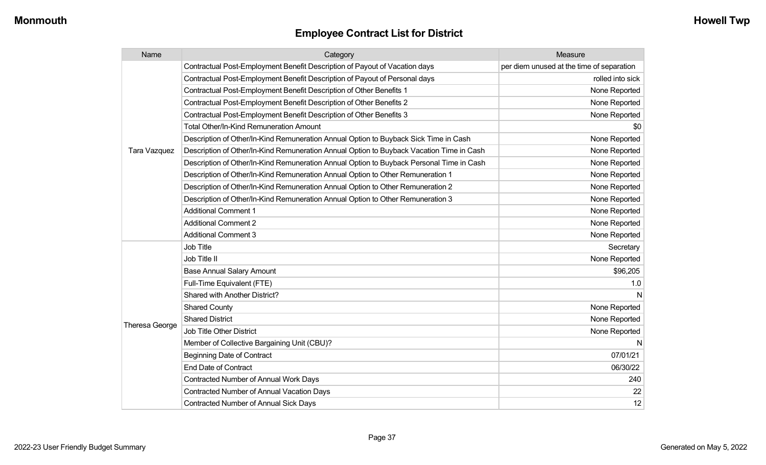## Employee Contract List for District

| Name | Category | Measure |
| --- | --- | --- |
| Tara Vazquez | Contractual Post-Employment Benefit Description of Payout of Vacation days | per diem unused at the time of separation |
| | Contractual Post-Employment Benefit Description of Payout of Personal days | rolled into sick |
| | Contractual Post-Employment Benefit Description of Other Benefits 1 | None Reported |
| | Contractual Post-Employment Benefit Description of Other Benefits 2 | None Reported |
| | Contractual Post-Employment Benefit Description of Other Benefits 3 | None Reported |
| | Total Other/In-Kind Remuneration Amount | $0 |
| | Description of Other/In-Kind Remuneration Annual Option to Buyback Sick Time in Cash | None Reported |
| | Description of Other/In-Kind Remuneration Annual Option to Buyback Vacation Time in Cash | None Reported |
| | Description of Other/In-Kind Remuneration Annual Option to Buyback Personal Time in Cash | None Reported |
| | Description of Other/In-Kind Remuneration Annual Option to Other Remuneration 1 | None Reported |
| | Description of Other/In-Kind Remuneration Annual Option to Other Remuneration 2 | None Reported |
| | Description of Other/In-Kind Remuneration Annual Option to Other Remuneration 3 | None Reported |
| | Additional Comment 1 | None Reported |
| | Additional Comment 2 | None Reported |
| | Additional Comment 3 | None Reported |
| Theresa George | Job Title | Secretary |
| | Job Title II | None Reported |
| | Base Annual Salary Amount | $96,205 |
| | Full-Time Equivalent (FTE) | 1.0 |
| | Shared with Another District? | N |
| | Shared County | None Reported |
| | Shared District | None Reported |
| | Job Title Other District | None Reported |
| | Member of Collective Bargaining Unit (CBU)? | N |
| | Beginning Date of Contract | 07/01/21 |
| | End Date of Contract | 06/30/22 |
| | Contracted Number of Annual Work Days | 240 |
| | Contracted Number of Annual Vacation Days | 22 |
| | Contracted Number of Annual Sick Days | 12 |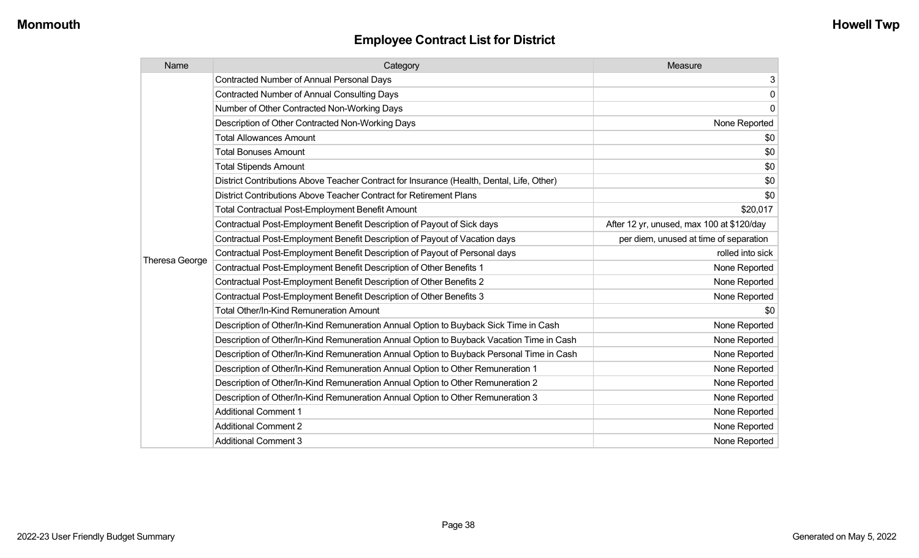## Employee Contract List for District

| Name | Category | Measure |
|---|---|---|
| Theresa George | Contracted Number of Annual Personal Days | 3 |
| | Contracted Number of Annual Consulting Days | 0 |
| | Number of Other Contracted Non-Working Days | 0 |
| | Description of Other Contracted Non-Working Days | None Reported |
| | Total Allowances Amount | $0 |
| | Total Bonuses Amount | $0 |
| | Total Stipends Amount | $0 |
| | District Contributions Above Teacher Contract for Insurance (Health, Dental, Life, Other) | $0 |
| | District Contributions Above Teacher Contract for Retirement Plans | $0 |
| | Total Contractual Post-Employment Benefit Amount | $20,017 |
| | Contractual Post-Employment Benefit Description of Payout of Sick days | After 12 yr, unused, max 100 at $120/day |
| | Contractual Post-Employment Benefit Description of Payout of Vacation days | per diem, unused at time of separation |
| | Contractual Post-Employment Benefit Description of Payout of Personal days | rolled into sick |
| | Contractual Post-Employment Benefit Description of Other Benefits 1 | None Reported |
| | Contractual Post-Employment Benefit Description of Other Benefits 2 | None Reported |
| | Contractual Post-Employment Benefit Description of Other Benefits 3 | None Reported |
| | Total Other/In-Kind Remuneration Amount | $0 |
| | Description of Other/In-Kind Remuneration Annual Option to Buyback Sick Time in Cash | None Reported |
| | Description of Other/In-Kind Remuneration Annual Option to Buyback Vacation Time in Cash | None Reported |
| | Description of Other/In-Kind Remuneration Annual Option to Buyback Personal Time in Cash | None Reported |
| | Description of Other/In-Kind Remuneration Annual Option to Other Remuneration 1 | None Reported |
| | Description of Other/In-Kind Remuneration Annual Option to Other Remuneration 2 | None Reported |
| | Description of Other/In-Kind Remuneration Annual Option to Other Remuneration 3 | None Reported |
| | Additional Comment 1 | None Reported |
| | Additional Comment 2 | None Reported |
| | Additional Comment 3 | None Reported |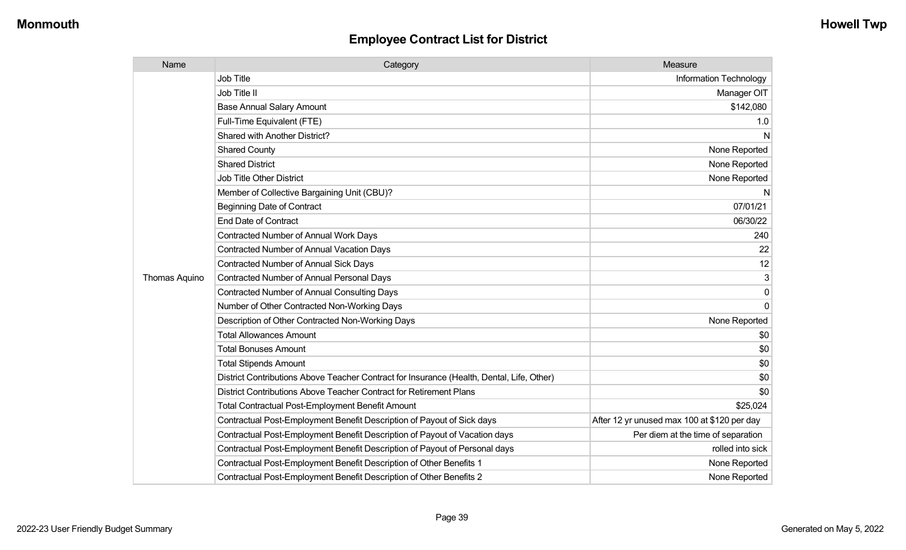## Employee Contract List for District

| Name | Category | Measure |
|---|---|---|
| Thomas Aquino | Job Title | Information Technology |
| | Job Title II | Manager OIT |
| | Base Annual Salary Amount | $142,080 |
| | Full-Time Equivalent (FTE) | 1.0 |
| | Shared with Another District? | N |
| | Shared County | None Reported |
| | Shared District | None Reported |
| | Job Title Other District | None Reported |
| | Member of Collective Bargaining Unit (CBU)? | N |
| | Beginning Date of Contract | 07/01/21 |
| | End Date of Contract | 06/30/22 |
| | Contracted Number of Annual Work Days | 240 |
| | Contracted Number of Annual Vacation Days | 22 |
| | Contracted Number of Annual Sick Days | 12 |
| | Contracted Number of Annual Personal Days | 3 |
| | Contracted Number of Annual Consulting Days | 0 |
| | Number of Other Contracted Non-Working Days | 0 |
| | Description of Other Contracted Non-Working Days | None Reported |
| | Total Allowances Amount | $0 |
| | Total Bonuses Amount | $0 |
| | Total Stipends Amount | $0 |
| | District Contributions Above Teacher Contract for Insurance (Health, Dental, Life, Other) | $0 |
| | District Contributions Above Teacher Contract for Retirement Plans | $0 |
| | Total Contractual Post-Employment Benefit Amount | $25,024 |
| | Contractual Post-Employment Benefit Description of Payout of Sick days | After 12 yr unused max 100 at $120 per day |
| | Contractual Post-Employment Benefit Description of Payout of Vacation days | Per diem at the time of separation |
| | Contractual Post-Employment Benefit Description of Payout of Personal days | rolled into sick |
| | Contractual Post-Employment Benefit Description of Other Benefits 1 | None Reported |
| | Contractual Post-Employment Benefit Description of Other Benefits 2 | None Reported |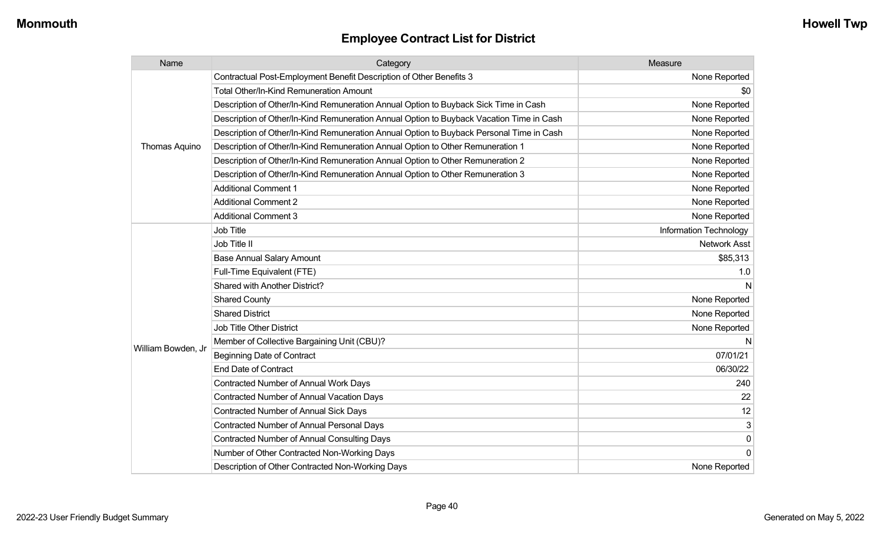## Employee Contract List for District

| Name | Category | Measure |
|---|---|---|
| Thomas Aquino | Contractual Post-Employment Benefit Description of Other Benefits 3 | None Reported |
| | Total Other/In-Kind Remuneration Amount | $0 |
| | Description of Other/In-Kind Remuneration Annual Option to Buyback Sick Time in Cash | None Reported |
| | Description of Other/In-Kind Remuneration Annual Option to Buyback Vacation Time in Cash | None Reported |
| | Description of Other/In-Kind Remuneration Annual Option to Buyback Personal Time in Cash | None Reported |
| | Description of Other/In-Kind Remuneration Annual Option to Other Remuneration 1 | None Reported |
| | Description of Other/In-Kind Remuneration Annual Option to Other Remuneration 2 | None Reported |
| | Description of Other/In-Kind Remuneration Annual Option to Other Remuneration 3 | None Reported |
| | Additional Comment 1 | None Reported |
| | Additional Comment 2 | None Reported |
| | Additional Comment 3 | None Reported |
| William Bowden, Jr | Job Title | Information Technology |
| | Job Title II | Network Asst |
| | Base Annual Salary Amount | $85,313 |
| | Full-Time Equivalent (FTE) | 1.0 |
| | Shared with Another District? | N |
| | Shared County | None Reported |
| | Shared District | None Reported |
| | Job Title Other District | None Reported |
| | Member of Collective Bargaining Unit (CBU)? | N |
| | Beginning Date of Contract | 07/01/21 |
| | End Date of Contract | 06/30/22 |
| | Contracted Number of Annual Work Days | 240 |
| | Contracted Number of Annual Vacation Days | 22 |
| | Contracted Number of Annual Sick Days | 12 |
| | Contracted Number of Annual Personal Days | 3 |
| | Contracted Number of Annual Consulting Days | 0 |
| | Number of Other Contracted Non-Working Days | 0 |
| | Description of Other Contracted Non-Working Days | None Reported |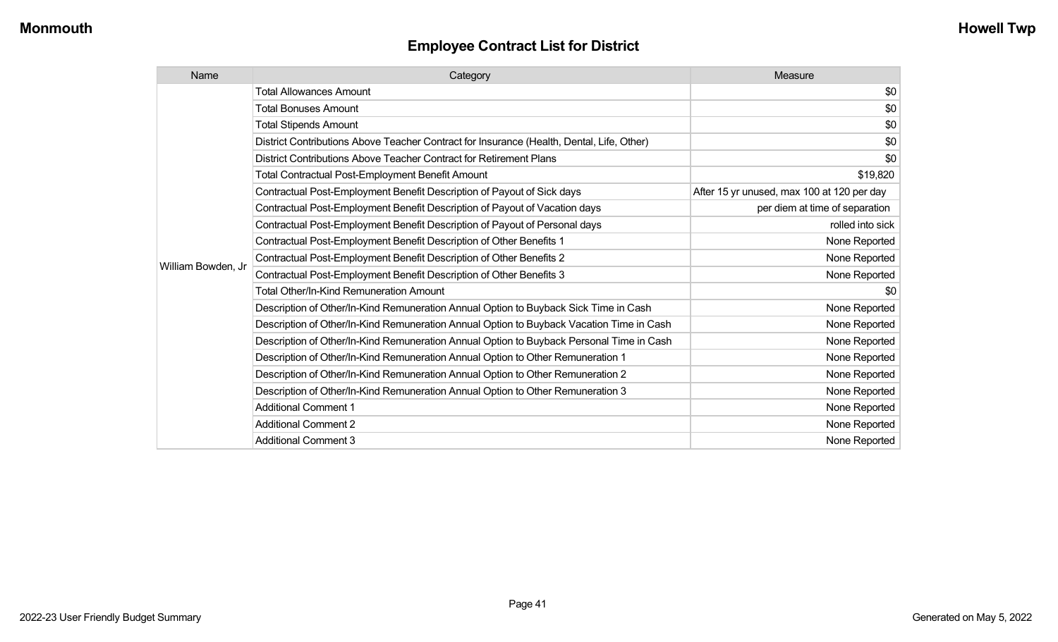## Employee Contract List for District

| Name | Category | Measure |
|---|---|---|
| William Bowden, Jr | Total Allowances Amount | $0 |
| | Total Bonuses Amount | $0 |
| | Total Stipends Amount | $0 |
| | District Contributions Above Teacher Contract for Insurance (Health, Dental, Life, Other) | $0 |
| | District Contributions Above Teacher Contract for Retirement Plans | $0 |
| | Total Contractual Post-Employment Benefit Amount | $19,820 |
| | Contractual Post-Employment Benefit Description of Payout of Sick days | After 15 yr unused, max 100 at 120 per day |
| | Contractual Post-Employment Benefit Description of Payout of Vacation days | per diem at time of separation |
| | Contractual Post-Employment Benefit Description of Payout of Personal days | rolled into sick |
| | Contractual Post-Employment Benefit Description of Other Benefits 1 | None Reported |
| | Contractual Post-Employment Benefit Description of Other Benefits 2 | None Reported |
| | Contractual Post-Employment Benefit Description of Other Benefits 3 | None Reported |
| | Total Other/In-Kind Remuneration Amount | $0 |
| | Description of Other/In-Kind Remuneration Annual Option to Buyback Sick Time in Cash | None Reported |
| | Description of Other/In-Kind Remuneration Annual Option to Buyback Vacation Time in Cash | None Reported |
| | Description of Other/In-Kind Remuneration Annual Option to Buyback Personal Time in Cash | None Reported |
| | Description of Other/In-Kind Remuneration Annual Option to Other Remuneration 1 | None Reported |
| | Description of Other/In-Kind Remuneration Annual Option to Other Remuneration 2 | None Reported |
| | Description of Other/In-Kind Remuneration Annual Option to Other Remuneration 3 | None Reported |
| | Additional Comment 1 | None Reported |
| | Additional Comment 2 | None Reported |
| | Additional Comment 3 | None Reported |